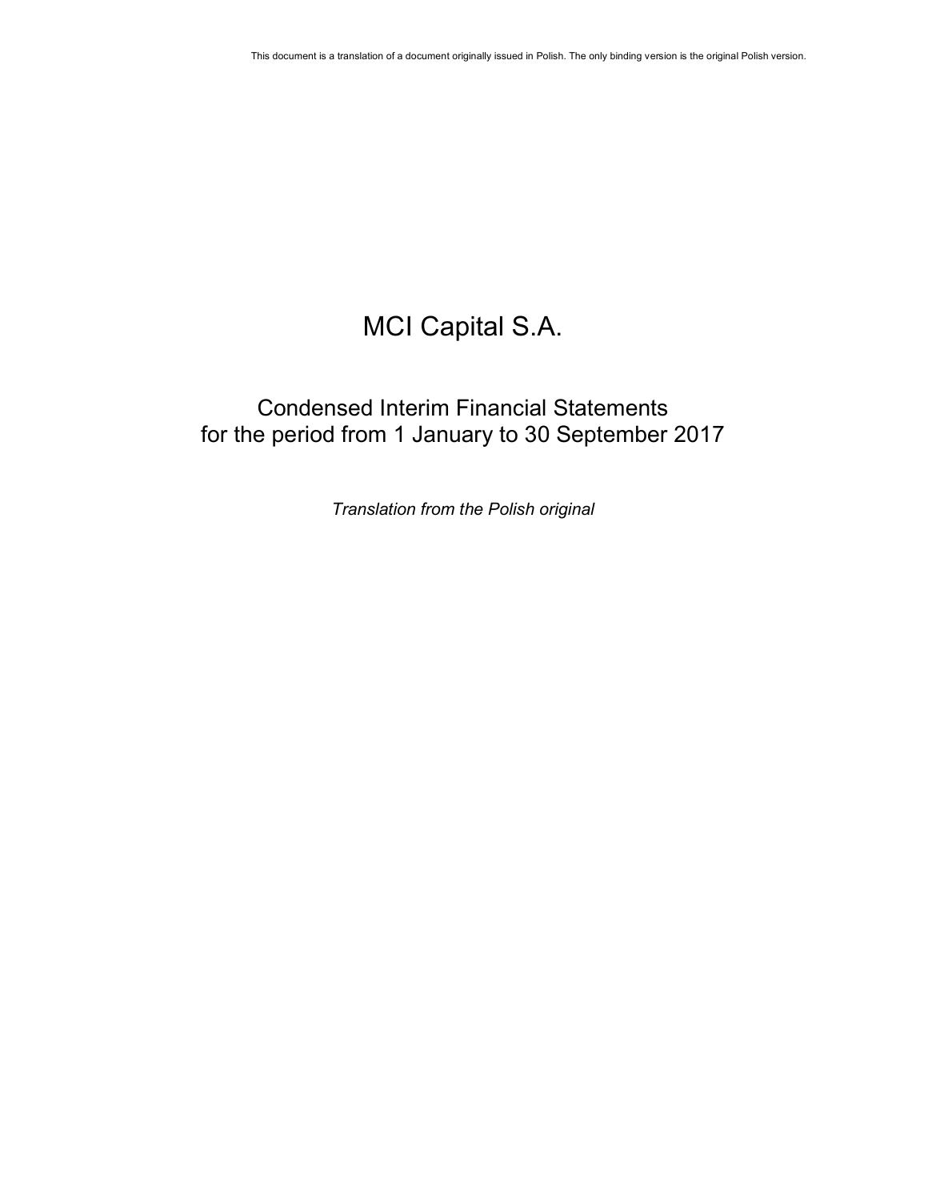This document is a translation of a document originally issued in Polish. The only binding version is the original Polish version.

# MCI Capital S.A.

## Condensed Interim Financial Statements for the period from 1 January to 30 September 2017

*Translation from the Polish original*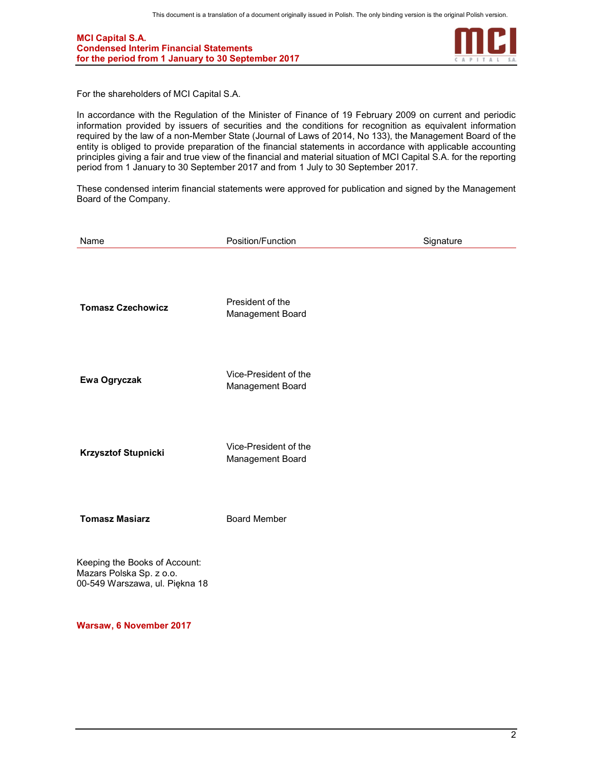For the shareholders of MCI Capital S.A.

In accordance with the Regulation of the Minister of Finance of 19 February 2009 on current and periodic information provided by issuers of securities and the conditions for recognition as equivalent information required by the law of a non-Member State (Journal of Laws of 2014, No 133), the Management Board of the entity is obliged to provide preparation of the financial statements in accordance with applicable accounting principles giving a fair and true view of the financial and material situation of MCI Capital S.A. for the reporting period from 1 January to 30 September 2017 and from 1 July to 30 September 2017.

These condensed interim financial statements were approved for publication and signed by the Management Board of the Company.

| Name | Position/Function | Signature |
|---|---|---|
| **Tomasz Czechowicz** | President of the Management Board | |
| **Ewa Ogryczak** | Vice-President of the Management Board | |
| **Krzysztof Stupnicki** | Vice-President of the Management Board | |
| **Tomasz Masiarz** | Board Member | |

Keeping the Books of Account:
Mazars Polska Sp. z o.o.
00-549 Warszawa, ul. Piękna 18

**Warsaw, 6 November 2017**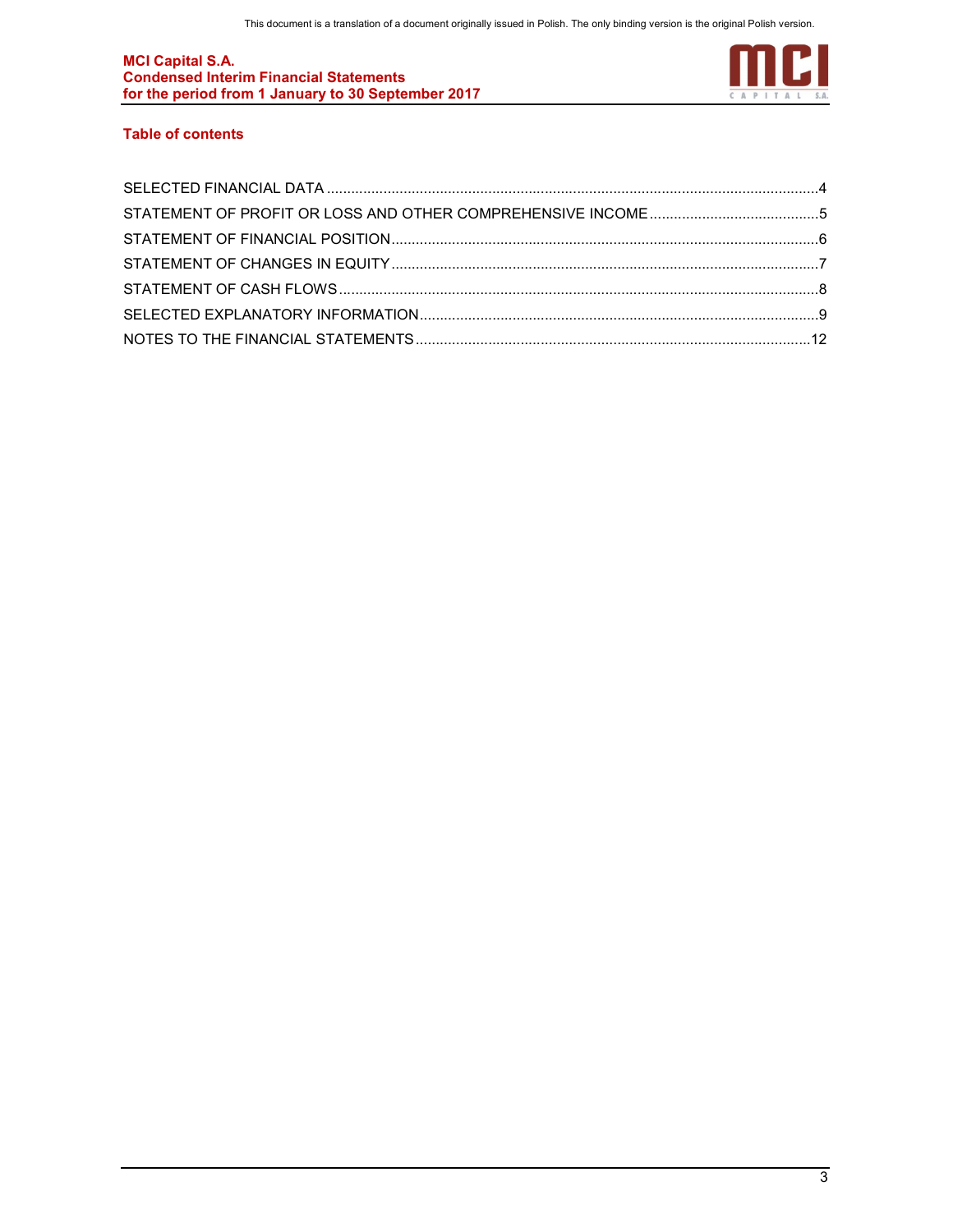## Table of contents

SELECTED FINANCIAL DATA ....................................................................................................................4
STATEMENT OF PROFIT OR LOSS AND OTHER COMPREHENSIVE INCOME ..........................................5
STATEMENT OF FINANCIAL POSITION ....................................................................................................6
STATEMENT OF CHANGES IN EQUITY ....................................................................................................7
STATEMENT OF CASH FLOWS .................................................................................................................8
SELECTED EXPLANATORY INFORMATION .............................................................................................9
NOTES TO THE FINANCIAL STATEMENTS .............................................................................................12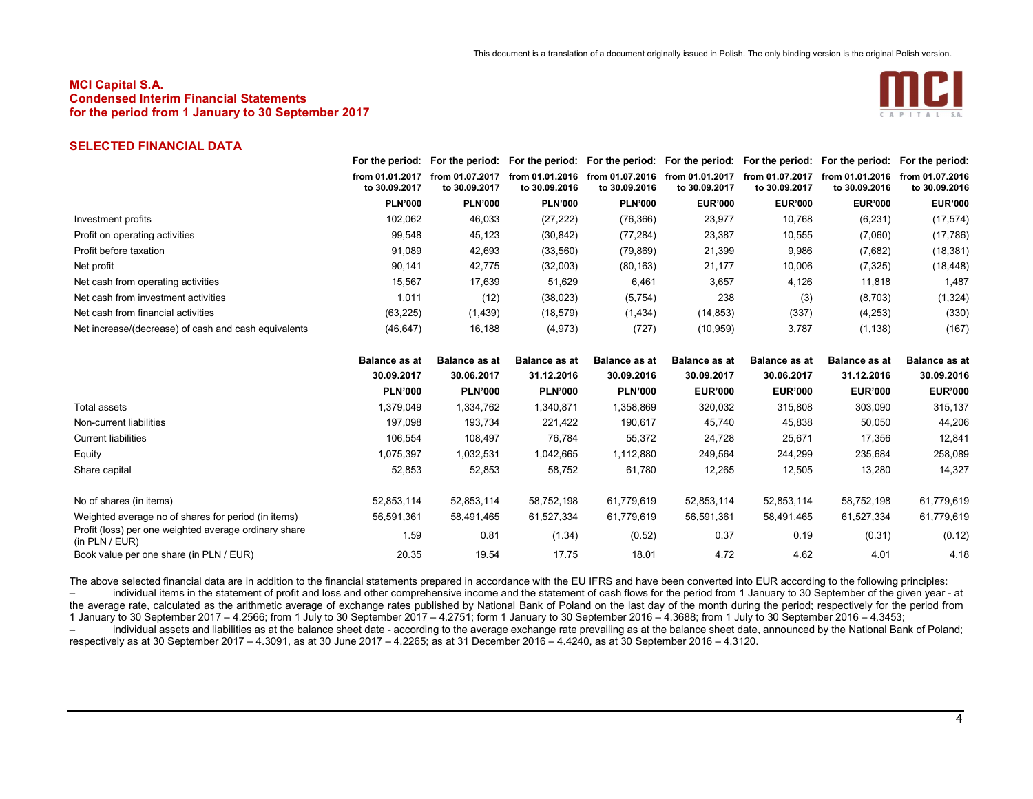This document is a translation of a document originally issued in Polish. The only binding version is the original Polish version.

## SELECTED FINANCIAL DATA

| | For the period: from 01.01.2017 to 30.09.2017 | For the period: from 01.07.2017 to 30.09.2017 | For the period: from 01.01.2016 to 30.09.2016 | For the period: from 01.07.2016 to 30.09.2016 | For the period: from 01.01.2017 to 30.09.2017 | For the period: from 01.07.2017 to 30.09.2017 | For the period: from 01.01.2016 to 30.09.2016 | For the period: from 01.07.2016 to 30.09.2016 |
|---|---|---|---|---|---|---|---|---|
| | PLN'000 | PLN'000 | PLN'000 | PLN'000 | EUR'000 | EUR'000 | EUR'000 | EUR'000 |
| Investment profits | 102,062 | 46,033 | (27,222) | (76,366) | 23,977 | 10,768 | (6,231) | (17,574) |
| Profit on operating activities | 99,548 | 45,123 | (30,842) | (77,284) | 23,387 | 10,555 | (7,060) | (17,786) |
| Profit before taxation | 91,089 | 42,693 | (33,560) | (79,869) | 21,399 | 9,986 | (7,682) | (18,381) |
| Net profit | 90,141 | 42,775 | (32,003) | (80,163) | 21,177 | 10,006 | (7,325) | (18,448) |
| Net cash from operating activities | 15,567 | 17,639 | 51,629 | 6,461 | 3,657 | 4,126 | 11,818 | 1,487 |
| Net cash from investment activities | 1,011 | (12) | (38,023) | (5,754) | 238 | (3) | (8,703) | (1,324) |
| Net cash from financial activities | (63,225) | (1,439) | (18,579) | (1,434) | (14,853) | (337) | (4,253) | (330) |
| Net increase/(decrease) of cash and cash equivalents | (46,647) | 16,188 | (4,973) | (727) | (10,959) | 3,787 | (1,138) | (167) |

| | Balance as at 30.09.2017 | Balance as at 30.06.2017 | Balance as at 31.12.2016 | Balance as at 30.09.2016 | Balance as at 30.09.2017 | Balance as at 30.06.2017 | Balance as at 31.12.2016 | Balance as at 30.09.2016 |
|---|---|---|---|---|---|---|---|---|
| | PLN'000 | PLN'000 | PLN'000 | PLN'000 | EUR'000 | EUR'000 | EUR'000 | EUR'000 |
| Total assets | 1,379,049 | 1,334,762 | 1,340,871 | 1,358,869 | 320,032 | 315,808 | 303,090 | 315,137 |
| Non-current liabilities | 197,098 | 193,734 | 221,422 | 190,617 | 45,740 | 45,838 | 50,050 | 44,206 |
| Current liabilities | 106,554 | 108,497 | 76,784 | 55,372 | 24,728 | 25,671 | 17,356 | 12,841 |
| Equity | 1,075,397 | 1,032,531 | 1,042,665 | 1,112,880 | 249,564 | 244,299 | 235,684 | 258,089 |
| Share capital | 52,853 | 52,853 | 58,752 | 61,780 | 12,265 | 12,505 | 13,280 | 14,327 |
| No of shares (in items) | 52,853,114 | 52,853,114 | 58,752,198 | 61,779,619 | 52,853,114 | 52,853,114 | 58,752,198 | 61,779,619 |
| Weighted average no of shares for period (in items) | 56,591,361 | 58,491,465 | 61,527,334 | 61,779,619 | 56,591,361 | 58,491,465 | 61,527,334 | 61,779,619 |
| Profit (loss) per one weighted average ordinary share (in PLN / EUR) | 1.59 | 0.81 | (1.34) | (0.52) | 0.37 | 0.19 | (0.31) | (0.12) |
| Book value per one share (in PLN / EUR) | 20.35 | 19.54 | 17.75 | 18.01 | 4.72 | 4.62 | 4.01 | 4.18 |

The above selected financial data are in addition to the financial statements prepared in accordance with the EU IFRS and have been converted into EUR according to the following principles:

– individual items in the statement of profit and loss and other comprehensive income and the statement of cash flows for the period from 1 January to 30 September of the given year - at the average rate, calculated as the arithmetic average of exchange rates published by National Bank of Poland on the last day of the month during the period; respectively for the period from 1 January to 30 September 2017 – 4.2566; from 1 July to 30 September 2017 – 4.2751; form 1 January to 30 September 2016 – 4.3688; from 1 July to 30 September 2016 – 4.3453;

– individual assets and liabilities as at the balance sheet date - according to the average exchange rate prevailing as at the balance sheet date, announced by the National Bank of Poland; respectively as at 30 September 2017 – 4.3091, as at 30 June 2017 – 4.2265; as at 31 December 2016 – 4.4240, as at 30 September 2016 – 4.3120.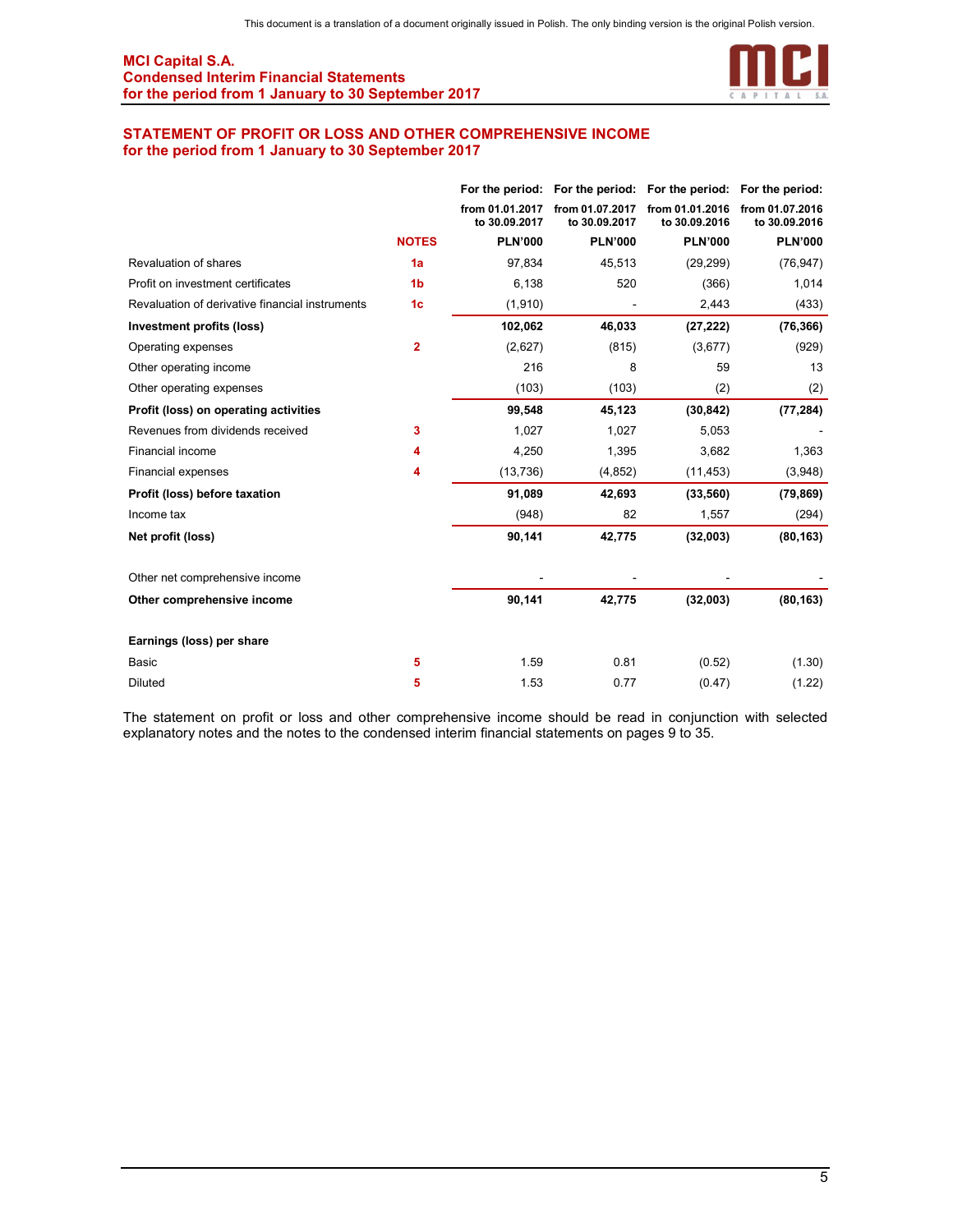## STATEMENT OF PROFIT OR LOSS AND OTHER COMPREHENSIVE INCOME
## for the period from 1 January to 30 September 2017

| | NOTES | For the period: from 01.01.2017 to 30.09.2017 PLN'000 | For the period: from 01.07.2017 to 30.09.2017 PLN'000 | For the period: from 01.01.2016 to 30.09.2016 PLN'000 | For the period: from 01.07.2016 to 30.09.2016 PLN'000 |
|---|---|---|---|---|---|
| Revaluation of shares | 1a | 97,834 | 45,513 | (29,299) | (76,947) |
| Profit on investment certificates | 1b | 6,138 | 520 | (366) | 1,014 |
| Revaluation of derivative financial instruments | 1c | (1,910) | - | 2,443 | (433) |
| **Investment profits (loss)** | | **102,062** | **46,033** | **(27,222)** | **(76,366)** |
| Operating expenses | 2 | (2,627) | (815) | (3,677) | (929) |
| Other operating income | | 216 | 8 | 59 | 13 |
| Other operating expenses | | (103) | (103) | (2) | (2) |
| **Profit (loss) on operating activities** | | **99,548** | **45,123** | **(30,842)** | **(77,284)** |
| Revenues from dividends received | 3 | 1,027 | 1,027 | 5,053 | - |
| Financial income | 4 | 4,250 | 1,395 | 3,682 | 1,363 |
| Financial expenses | 4 | (13,736) | (4,852) | (11,453) | (3,948) |
| **Profit (loss) before taxation** | | **91,089** | **42,693** | **(33,560)** | **(79,869)** |
| Income tax | | (948) | 82 | 1,557 | (294) |
| **Net profit (loss)** | | **90,141** | **42,775** | **(32,003)** | **(80,163)** |
| | | | | | |
| Other net comprehensive income | | - | - | - | - |
| **Other comprehensive income** | | **90,141** | **42,775** | **(32,003)** | **(80,163)** |
| | | | | | |
| **Earnings (loss) per share** | | | | | |
| Basic | 5 | 1.59 | 0.81 | (0.52) | (1.30) |
| Diluted | 5 | 1.53 | 0.77 | (0.47) | (1.22) |

The statement on profit or loss and other comprehensive income should be read in conjunction with selected explanatory notes and the notes to the condensed interim financial statements on pages 9 to 35.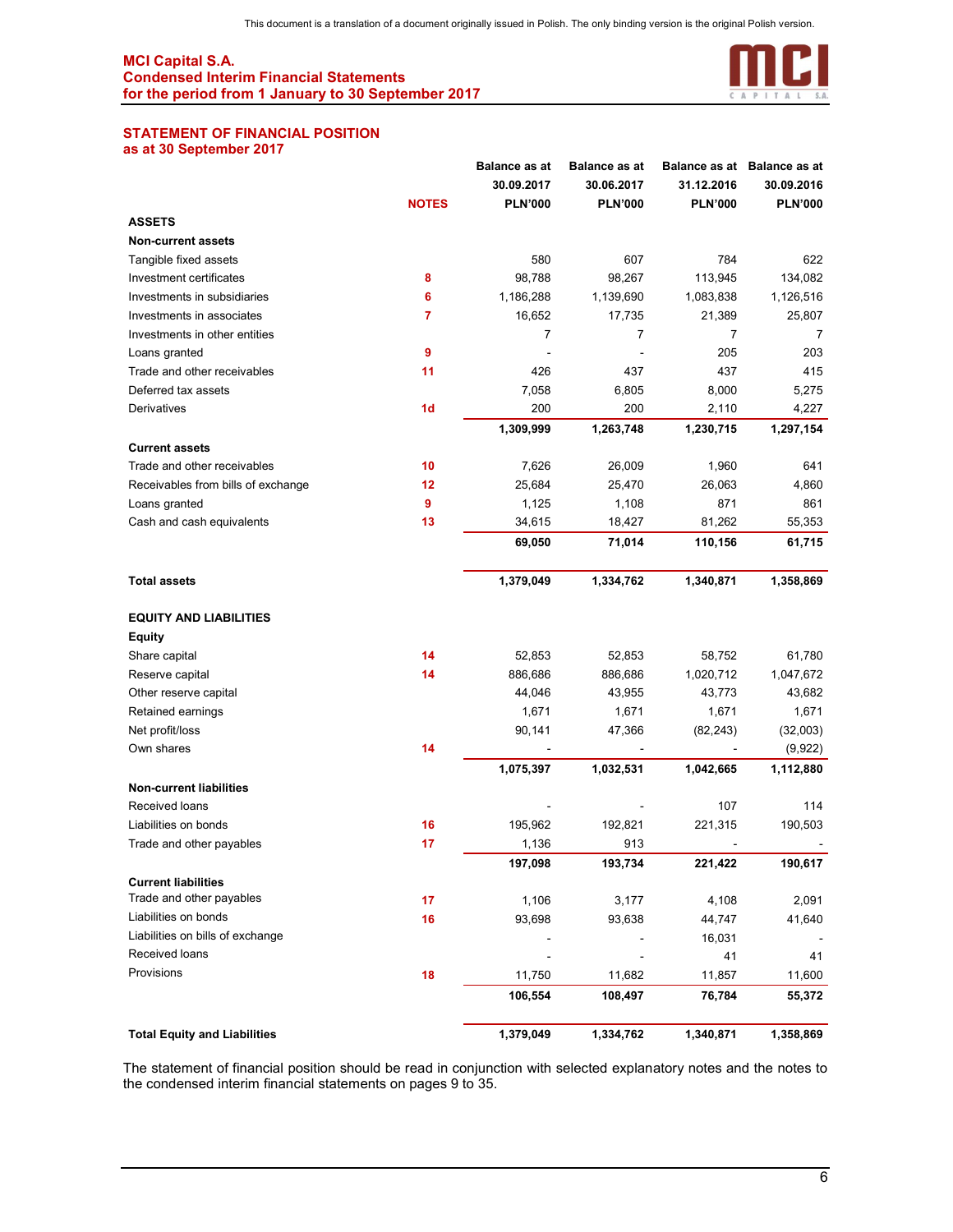This document is a translation of a document originally issued in Polish. The only binding version is the original Polish version.

**MCI Capital S.A.**
**Condensed Interim Financial Statements**
**for the period from 1 January to 30 September 2017**

## STATEMENT OF FINANCIAL POSITION
**as at 30 September 2017**

| | NOTES | Balance as at 30.09.2017 PLN'000 | Balance as at 30.06.2017 PLN'000 | Balance as at 31.12.2016 PLN'000 | Balance as at 30.09.2016 PLN'000 |
|---|---|---|---|---|---|
| **ASSETS** | | | | | |
| **Non-current assets** | | | | | |
| Tangible fixed assets | | 580 | 607 | 784 | 622 |
| Investment certificates | 8 | 98,788 | 98,267 | 113,945 | 134,082 |
| Investments in subsidiaries | 6 | 1,186,288 | 1,139,690 | 1,083,838 | 1,126,516 |
| Investments in associates | 7 | 16,652 | 17,735 | 21,389 | 25,807 |
| Investments in other entities | | 7 | 7 | 7 | 7 |
| Loans granted | 9 | - | - | 205 | 203 |
| Trade and other receivables | 11 | 426 | 437 | 437 | 415 |
| Deferred tax assets | | 7,058 | 6,805 | 8,000 | 5,275 |
| Derivatives | 1d | 200 | 200 | 2,110 | 4,227 |
| | | **1,309,999** | **1,263,748** | **1,230,715** | **1,297,154** |
| **Current assets** | | | | | |
| Trade and other receivables | 10 | 7,626 | 26,009 | 1,960 | 641 |
| Receivables from bills of exchange | 12 | 25,684 | 25,470 | 26,063 | 4,860 |
| Loans granted | 9 | 1,125 | 1,108 | 871 | 861 |
| Cash and cash equivalents | 13 | 34,615 | 18,427 | 81,262 | 55,353 |
| | | **69,050** | **71,014** | **110,156** | **61,715** |
| **Total assets** | | **1,379,049** | **1,334,762** | **1,340,871** | **1,358,869** |
| **EQUITY AND LIABILITIES** | | | | | |
| **Equity** | | | | | |
| Share capital | 14 | 52,853 | 52,853 | 58,752 | 61,780 |
| Reserve capital | 14 | 886,686 | 886,686 | 1,020,712 | 1,047,672 |
| Other reserve capital | | 44,046 | 43,955 | 43,773 | 43,682 |
| Retained earnings | | 1,671 | 1,671 | 1,671 | 1,671 |
| Net profit/loss | | 90,141 | 47,366 | (82,243) | (32,003) |
| Own shares | 14 | - | - | - | (9,922) |
| | | **1,075,397** | **1,032,531** | **1,042,665** | **1,112,880** |
| **Non-current liabilities** | | | | | |
| Received loans | | - | - | 107 | 114 |
| Liabilities on bonds | 16 | 195,962 | 192,821 | 221,315 | 190,503 |
| Trade and other payables | 17 | 1,136 | 913 | - | - |
| | | **197,098** | **193,734** | **221,422** | **190,617** |
| **Current liabilities** | | | | | |
| Trade and other payables | 17 | 1,106 | 3,177 | 4,108 | 2,091 |
| Liabilities on bonds | 16 | 93,698 | 93,638 | 44,747 | 41,640 |
| Liabilities on bills of exchange | | - | - | 16,031 | - |
| Received loans | | - | - | 41 | 41 |
| Provisions | 18 | 11,750 | 11,682 | 11,857 | 11,600 |
| | | **106,554** | **108,497** | **76,784** | **55,372** |
| **Total Equity and Liabilities** | | **1,379,049** | **1,334,762** | **1,340,871** | **1,358,869** |

The statement of financial position should be read in conjunction with selected explanatory notes and the notes to the condensed interim financial statements on pages 9 to 35.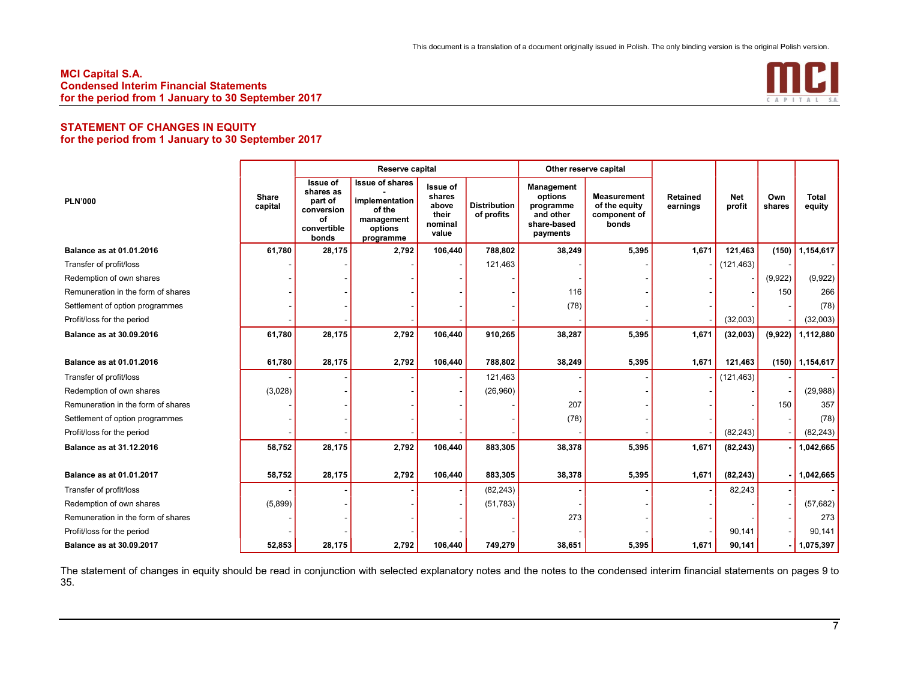## STATEMENT OF CHANGES IN EQUITY
## for the period from 1 January to 30 September 2017

| PLN'000 | Share capital | Reserve capital | | | | Other reserve capital | | Retained earnings | Net profit | Own shares | Total equity |
|---|---|---|---|---|---|---|---|---|---|---|---|
| | | Issue of shares as part of conversion of convertible bonds | Issue of shares - implementation of the management options programme | Issue of shares above their nominal value | Distribution of profits | Management options programme and other share-based payments | Measurement of the equity component of bonds | | | | |
| **Balance as at 01.01.2016** | **61,780** | **28,175** | **2,792** | **106,440** | **788,802** | **38,249** | **5,395** | **1,671** | **121,463** | **(150)** | **1,154,617** |
| Transfer of profit/loss | - | - | - | - | 121,463 | - | - | - | (121,463) | - | - |
| Redemption of own shares | - | - | - | - | - | - | - | - | - | (9,922) | (9,922) |
| Remuneration in the form of shares | - | - | - | - | - | 116 | - | - | - | 150 | 266 |
| Settlement of option programmes | - | - | - | - | - | (78) | - | - | - | - | (78) |
| Profit/loss for the period | - | - | - | - | - | - | - | - | (32,003) | - | (32,003) |
| **Balance as at 30.09.2016** | **61,780** | **28,175** | **2,792** | **106,440** | **910,265** | **38,287** | **5,395** | **1,671** | **(32,003)** | **(9,922)** | **1,112,880** |
| | | | | | | | | | | | |
| **Balance as at 01.01.2016** | **61,780** | **28,175** | **2,792** | **106,440** | **788,802** | **38,249** | **5,395** | **1,671** | **121,463** | **(150)** | **1,154,617** |
| Transfer of profit/loss | - | - | - | - | 121,463 | - | - | - | (121,463) | - | - |
| Redemption of own shares | (3,028) | - | - | - | (26,960) | - | - | - | - | - | (29,988) |
| Remuneration in the form of shares | - | - | - | - | - | 207 | - | - | - | 150 | 357 |
| Settlement of option programmes | - | - | - | - | - | (78) | - | - | - | - | (78) |
| Profit/loss for the period | - | - | - | - | - | - | - | - | (82,243) | - | (82,243) |
| **Balance as at 31.12.2016** | **58,752** | **28,175** | **2,792** | **106,440** | **883,305** | **38,378** | **5,395** | **1,671** | **(82,243)** | **-** | **1,042,665** |
| | | | | | | | | | | | |
| **Balance as at 01.01.2017** | **58,752** | **28,175** | **2,792** | **106,440** | **883,305** | **38,378** | **5,395** | **1,671** | **(82,243)** | **-** | **1,042,665** |
| Transfer of profit/loss | - | - | - | - | (82,243) | - | - | - | 82,243 | - | - |
| Redemption of own shares | (5,899) | - | - | - | (51,783) | - | - | - | - | - | (57,682) |
| Remuneration in the form of shares | - | - | - | - | - | 273 | - | - | - | - | 273 |
| Profit/loss for the period | - | - | - | - | - | - | - | - | 90,141 | - | 90,141 |
| **Balance as at 30.09.2017** | **52,853** | **28,175** | **2,792** | **106,440** | **749,279** | **38,651** | **5,395** | **1,671** | **90,141** | **-** | **1,075,397** |

The statement of changes in equity should be read in conjunction with selected explanatory notes and the notes to the condensed interim financial statements on pages 9 to 35.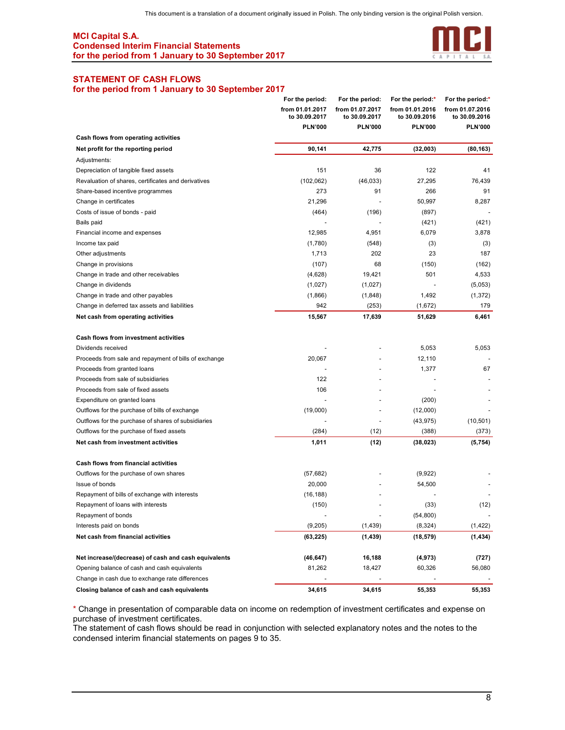This document is a translation of a document originally issued in Polish. The only binding version is the original Polish version.

**MCI Capital S.A.**
**Condensed Interim Financial Statements**
**for the period from 1 January to 30 September 2017**

## STATEMENT OF CASH FLOWS
### for the period from 1 January to 30 September 2017

| | For the period: from 01.01.2017 to 30.09.2017 PLN'000 | For the period: from 01.07.2017 to 30.09.2017 PLN'000 | For the period:* from 01.01.2016 to 30.09.2016 PLN'000 | For the period:* from 01.07.2016 to 30.09.2016 PLN'000 |
|---|---|---|---|---|
| **Cash flows from operating activities** | | | | |
| **Net profit for the reporting period** | **90,141** | **42,775** | **(32,003)** | **(80,163)** |
| Adjustments: | | | | |
| Depreciation of tangible fixed assets | 151 | 36 | 122 | 41 |
| Revaluation of shares, certificates and derivatives | (102,062) | (46,033) | 27,295 | 76,439 |
| Share-based incentive programmes | 273 | 91 | 266 | 91 |
| Change in certificates | 21,296 | - | 50,997 | 8,287 |
| Costs of issue of bonds - paid | (464) | (196) | (897) | - |
| Bails paid | - | - | (421) | (421) |
| Financial income and expenses | 12,985 | 4,951 | 6,079 | 3,878 |
| Income tax paid | (1,780) | (548) | (3) | (3) |
| Other adjustments | 1,713 | 202 | 23 | 187 |
| Change in provisions | (107) | 68 | (150) | (162) |
| Change in trade and other receivables | (4,628) | 19,421 | 501 | 4,533 |
| Change in dividends | (1,027) | (1,027) | - | (5,053) |
| Change in trade and other payables | (1,866) | (1,848) | 1,492 | (1,372) |
| Change in deferred tax assets and liabilities | 942 | (253) | (1,672) | 179 |
| **Net cash from operating activities** | **15,567** | **17,639** | **51,629** | **6,461** |
| | | | | |
| **Cash flows from investment activities** | | | | |
| Dividends received | - | - | 5,053 | 5,053 |
| Proceeds from sale and repayment of bills of exchange | 20,067 | - | 12,110 | - |
| Proceeds from granted loans | - | - | 1,377 | 67 |
| Proceeds from sale of subsidiaries | 122 | - | - | - |
| Proceeds from sale of fixed assets | 106 | - | - | - |
| Expenditure on granted loans | - | - | (200) | - |
| Outflows for the purchase of bills of exchange | (19,000) | - | (12,000) | - |
| Outflows for the purchase of shares of subsidiaries | - | - | (43,975) | (10,501) |
| Outflows for the purchase of fixed assets | (284) | (12) | (388) | (373) |
| **Net cash from investment activities** | **1,011** | **(12)** | **(38,023)** | **(5,754)** |
| | | | | |
| **Cash flows from financial activities** | | | | |
| Outflows for the purchase of own shares | (57,682) | - | (9,922) | - |
| Issue of bonds | 20,000 | - | 54,500 | - |
| Repayment of bills of exchange with interests | (16,188) | - | - | - |
| Repayment of loans with interests | (150) | - | (33) | (12) |
| Repayment of bonds | - | - | (54,800) | - |
| Interests paid on bonds | (9,205) | (1,439) | (8,324) | (1,422) |
| **Net cash from financial activities** | **(63,225)** | **(1,439)** | **(18,579)** | **(1,434)** |
| | | | | |
| **Net increase/(decrease) of cash and cash equivalents** | **(46,647)** | **16,188** | **(4,973)** | **(727)** |
| Opening balance of cash and cash equivalents | 81,262 | 18,427 | 60,326 | 56,080 |
| Change in cash due to exchange rate differences | - | - | - | - |
| **Closing balance of cash and cash equivalents** | **34,615** | **34,615** | **55,353** | **55,353** |

\* Change in presentation of comparable data on income on redemption of investment certificates and expense on purchase of investment certificates.

The statement of cash flows should be read in conjunction with selected explanatory notes and the notes to the condensed interim financial statements on pages 9 to 35.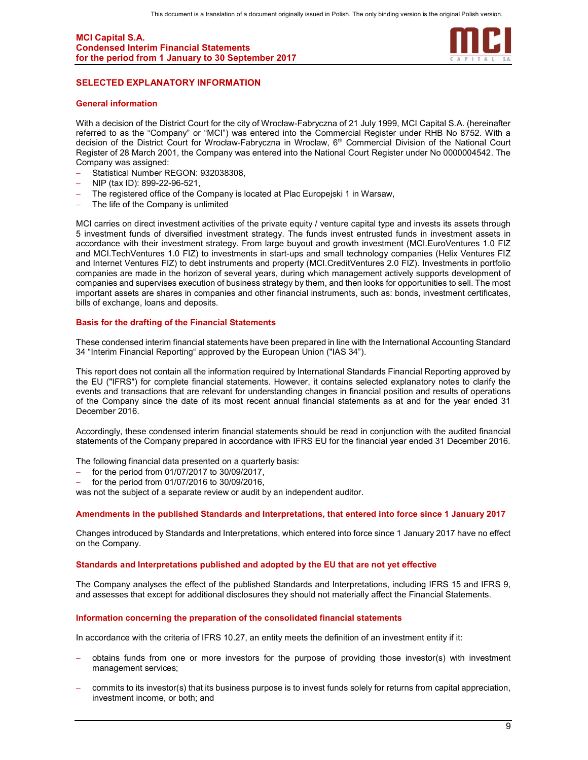## SELECTED EXPLANATORY INFORMATION

### General information

With a decision of the District Court for the city of Wrocław-Fabryczna of 21 July 1999, MCI Capital S.A. (hereinafter referred to as the "Company" or "MCI") was entered into the Commercial Register under RHB No 8752. With a decision of the District Court for Wrocław-Fabryczna in Wrocław, 6th Commercial Division of the National Court Register of 28 March 2001, the Company was entered into the National Court Register under No 0000004542. The Company was assigned:

- Statistical Number REGON: 932038308,
- NIP (tax ID): 899-22-96-521,
- The registered office of the Company is located at Plac Europejski 1 in Warsaw,
- The life of the Company is unlimited

MCI carries on direct investment activities of the private equity / venture capital type and invests its assets through 5 investment funds of diversified investment strategy. The funds invest entrusted funds in investment assets in accordance with their investment strategy. From large buyout and growth investment (MCI.EuroVentures 1.0 FIZ and MCI.TechVentures 1.0 FIZ) to investments in start-ups and small technology companies (Helix Ventures FIZ and Internet Ventures FIZ) to debt instruments and property (MCI.CreditVentures 2.0 FIZ). Investments in portfolio companies are made in the horizon of several years, during which management actively supports development of companies and supervises execution of business strategy by them, and then looks for opportunities to sell. The most important assets are shares in companies and other financial instruments, such as: bonds, investment certificates, bills of exchange, loans and deposits.

### Basis for the drafting of the Financial Statements

These condensed interim financial statements have been prepared in line with the International Accounting Standard 34 "Interim Financial Reporting" approved by the European Union ("IAS 34").

This report does not contain all the information required by International Standards Financial Reporting approved by the EU ("IFRS") for complete financial statements. However, it contains selected explanatory notes to clarify the events and transactions that are relevant for understanding changes in financial position and results of operations of the Company since the date of its most recent annual financial statements as at and for the year ended 31 December 2016.

Accordingly, these condensed interim financial statements should be read in conjunction with the audited financial statements of the Company prepared in accordance with IFRS EU for the financial year ended 31 December 2016.

The following financial data presented on a quarterly basis:

- for the period from 01/07/2017 to 30/09/2017,
- for the period from 01/07/2016 to 30/09/2016,

was not the subject of a separate review or audit by an independent auditor.

### Amendments in the published Standards and Interpretations, that entered into force since 1 January 2017

Changes introduced by Standards and Interpretations, which entered into force since 1 January 2017 have no effect on the Company.

### Standards and Interpretations published and adopted by the EU that are not yet effective

The Company analyses the effect of the published Standards and Interpretations, including IFRS 15 and IFRS 9, and assesses that except for additional disclosures they should not materially affect the Financial Statements.

### Information concerning the preparation of the consolidated financial statements

In accordance with the criteria of IFRS 10.27, an entity meets the definition of an investment entity if it:

- obtains funds from one or more investors for the purpose of providing those investor(s) with investment management services;
- commits to its investor(s) that its business purpose is to invest funds solely for returns from capital appreciation, investment income, or both; and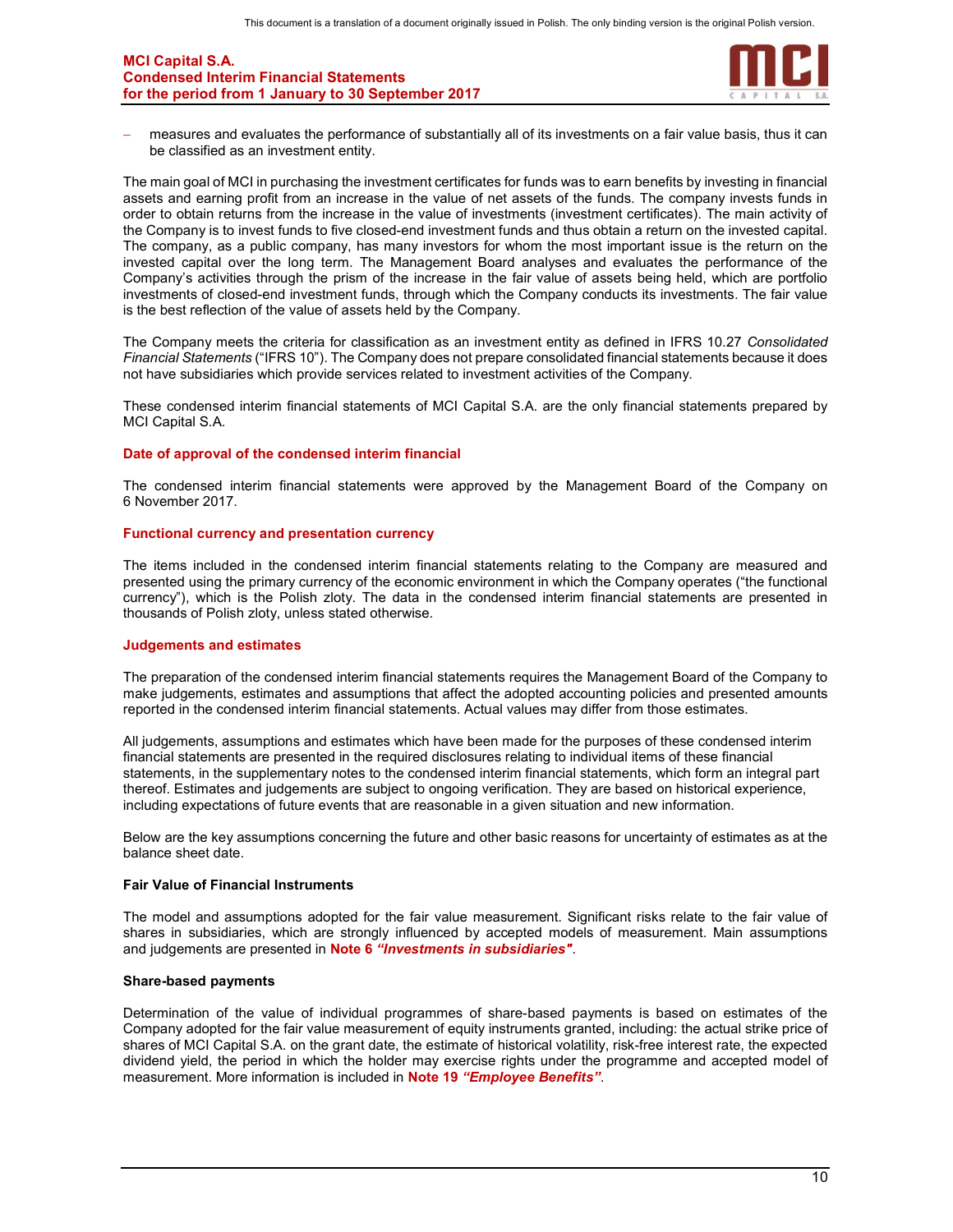- measures and evaluates the performance of substantially all of its investments on a fair value basis, thus it can be classified as an investment entity.

The main goal of MCI in purchasing the investment certificates for funds was to earn benefits by investing in financial assets and earning profit from an increase in the value of net assets of the funds. The company invests funds in order to obtain returns from the increase in the value of investments (investment certificates). The main activity of the Company is to invest funds to five closed-end investment funds and thus obtain a return on the invested capital. The company, as a public company, has many investors for whom the most important issue is the return on the invested capital over the long term. The Management Board analyses and evaluates the performance of the Company's activities through the prism of the increase in the fair value of assets being held, which are portfolio investments of closed-end investment funds, through which the Company conducts its investments. The fair value is the best reflection of the value of assets held by the Company.

The Company meets the criteria for classification as an investment entity as defined in IFRS 10.27 *Consolidated Financial Statements* ("IFRS 10"). The Company does not prepare consolidated financial statements because it does not have subsidiaries which provide services related to investment activities of the Company.

These condensed interim financial statements of MCI Capital S.A. are the only financial statements prepared by MCI Capital S.A.

#### Date of approval of the condensed interim financial

The condensed interim financial statements were approved by the Management Board of the Company on 6 November 2017.

#### Functional currency and presentation currency

The items included in the condensed interim financial statements relating to the Company are measured and presented using the primary currency of the economic environment in which the Company operates ("the functional currency"), which is the Polish zloty. The data in the condensed interim financial statements are presented in thousands of Polish zloty, unless stated otherwise.

#### Judgements and estimates

The preparation of the condensed interim financial statements requires the Management Board of the Company to make judgements, estimates and assumptions that affect the adopted accounting policies and presented amounts reported in the condensed interim financial statements. Actual values may differ from those estimates.

All judgements, assumptions and estimates which have been made for the purposes of these condensed interim financial statements are presented in the required disclosures relating to individual items of these financial statements, in the supplementary notes to the condensed interim financial statements, which form an integral part thereof. Estimates and judgements are subject to ongoing verification. They are based on historical experience, including expectations of future events that are reasonable in a given situation and new information.

Below are the key assumptions concerning the future and other basic reasons for uncertainty of estimates as at the balance sheet date.

**Fair Value of Financial Instruments**

The model and assumptions adopted for the fair value measurement. Significant risks relate to the fair value of shares in subsidiaries, which are strongly influenced by accepted models of measurement. Main assumptions and judgements are presented in **Note 6 *"Investments in subsidiaries"***.

**Share-based payments**

Determination of the value of individual programmes of share-based payments is based on estimates of the Company adopted for the fair value measurement of equity instruments granted, including: the actual strike price of shares of MCI Capital S.A. on the grant date, the estimate of historical volatility, risk-free interest rate, the expected dividend yield, the period in which the holder may exercise rights under the programme and accepted model of measurement. More information is included in **Note 19 *"Employee Benefits"***.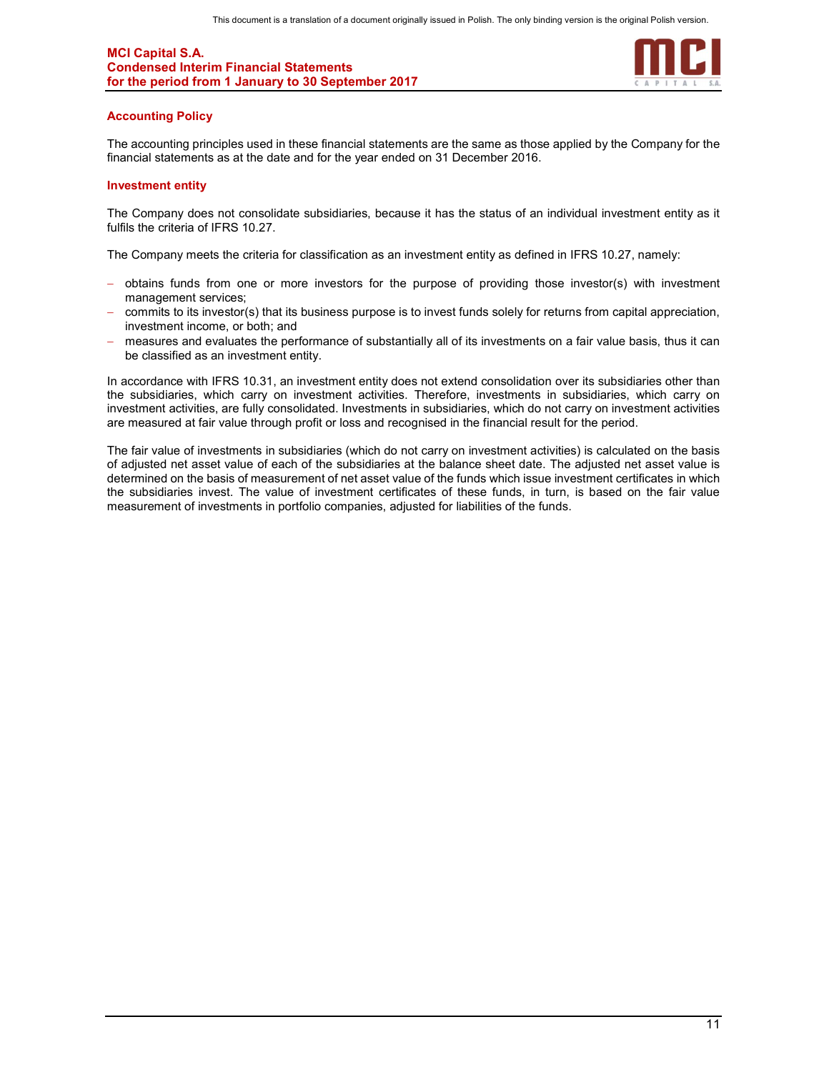## Accounting Policy

The accounting principles used in these financial statements are the same as those applied by the Company for the financial statements as at the date and for the year ended on 31 December 2016.

## Investment entity

The Company does not consolidate subsidiaries, because it has the status of an individual investment entity as it fulfils the criteria of IFRS 10.27.

The Company meets the criteria for classification as an investment entity as defined in IFRS 10.27, namely:

- obtains funds from one or more investors for the purpose of providing those investor(s) with investment management services;
- commits to its investor(s) that its business purpose is to invest funds solely for returns from capital appreciation, investment income, or both; and
- measures and evaluates the performance of substantially all of its investments on a fair value basis, thus it can be classified as an investment entity.

In accordance with IFRS 10.31, an investment entity does not extend consolidation over its subsidiaries other than the subsidiaries, which carry on investment activities. Therefore, investments in subsidiaries, which carry on investment activities, are fully consolidated. Investments in subsidiaries, which do not carry on investment activities are measured at fair value through profit or loss and recognised in the financial result for the period.

The fair value of investments in subsidiaries (which do not carry on investment activities) is calculated on the basis of adjusted net asset value of each of the subsidiaries at the balance sheet date. The adjusted net asset value is determined on the basis of measurement of net asset value of the funds which issue investment certificates in which the subsidiaries invest. The value of investment certificates of these funds, in turn, is based on the fair value measurement of investments in portfolio companies, adjusted for liabilities of the funds.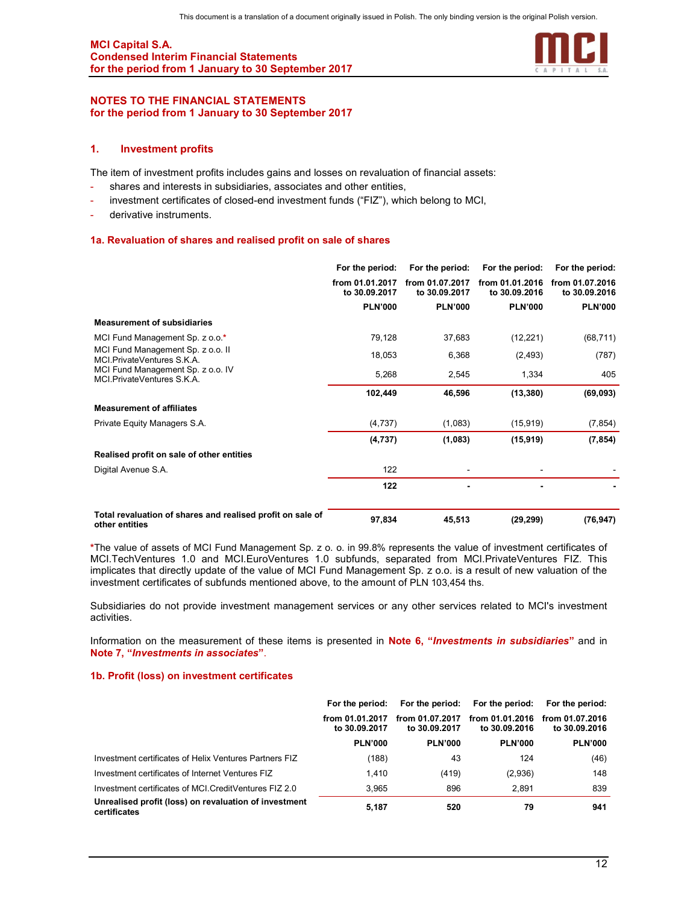This document is a translation of a document originally issued in Polish. The only binding version is the original Polish version.

## NOTES TO THE FINANCIAL STATEMENTS
## for the period from 1 January to 30 September 2017

### 1. Investment profits

The item of investment profits includes gains and losses on revaluation of financial assets:

- shares and interests in subsidiaries, associates and other entities,
- investment certificates of closed-end investment funds ("FIZ"), which belong to MCI,
- derivative instruments.

#### 1a. Revaluation of shares and realised profit on sale of shares

| | For the period: from 01.01.2017 to 30.09.2017 | For the period: from 01.07.2017 to 30.09.2017 | For the period: from 01.01.2016 to 30.09.2016 | For the period: from 01.07.2016 to 30.09.2016 |
|---|---|---|---|---|
| | PLN'000 | PLN'000 | PLN'000 | PLN'000 |
| **Measurement of subsidiaries** | | | | |
| MCI Fund Management Sp. z o.o.* | 79,128 | 37,683 | (12,221) | (68,711) |
| MCI Fund Management Sp. z o.o. II MCI.PrivateVentures S.K.A. | 18,053 | 6,368 | (2,493) | (787) |
| MCI Fund Management Sp. z o.o. IV MCI.PrivateVentures S.K.A. | 5,268 | 2,545 | 1,334 | 405 |
| | **102,449** | **46,596** | **(13,380)** | **(69,093)** |
| **Measurement of affiliates** | | | | |
| Private Equity Managers S.A. | (4,737) | (1,083) | (15,919) | (7,854) |
| | **(4,737)** | **(1,083)** | **(15,919)** | **(7,854)** |
| **Realised profit on sale of other entities** | | | | |
| Digital Avenue S.A. | 122 | - | - | - |
| | **122** | **-** | **-** | **-** |
| **Total revaluation of shares and realised profit on sale of other entities** | **97,834** | **45,513** | **(29,299)** | **(76,947)** |

*The value of assets of MCI Fund Management Sp. z o. o. in 99.8% represents the value of investment certificates of MCI.TechVentures 1.0 and MCI.EuroVentures 1.0 subfunds, separated from MCI.PrivateVentures FIZ. This implicates that directly update of the value of MCI Fund Management Sp. z o.o. is a result of new valuation of the investment certificates of subfunds mentioned above, to the amount of PLN 103,454 ths.

Subsidiaries do not provide investment management services or any other services related to MCI's investment activities.

Information on the measurement of these items is presented in **Note 6, "*Investments in subsidiaries*"** and in **Note 7, "*Investments in associates*"**.

#### 1b. Profit (loss) on investment certificates

| | For the period: from 01.01.2017 to 30.09.2017 | For the period: from 01.07.2017 to 30.09.2017 | For the period: from 01.01.2016 to 30.09.2016 | For the period: from 01.07.2016 to 30.09.2016 |
|---|---|---|---|---|
| | PLN'000 | PLN'000 | PLN'000 | PLN'000 |
| Investment certificates of Helix Ventures Partners FIZ | (188) | 43 | 124 | (46) |
| Investment certificates of Internet Ventures FIZ | 1,410 | (419) | (2,936) | 148 |
| Investment certificates of MCI.CreditVentures FIZ 2.0 | 3,965 | 896 | 2,891 | 839 |
| **Unrealised profit (loss) on revaluation of investment certificates** | **5,187** | **520** | **79** | **941** |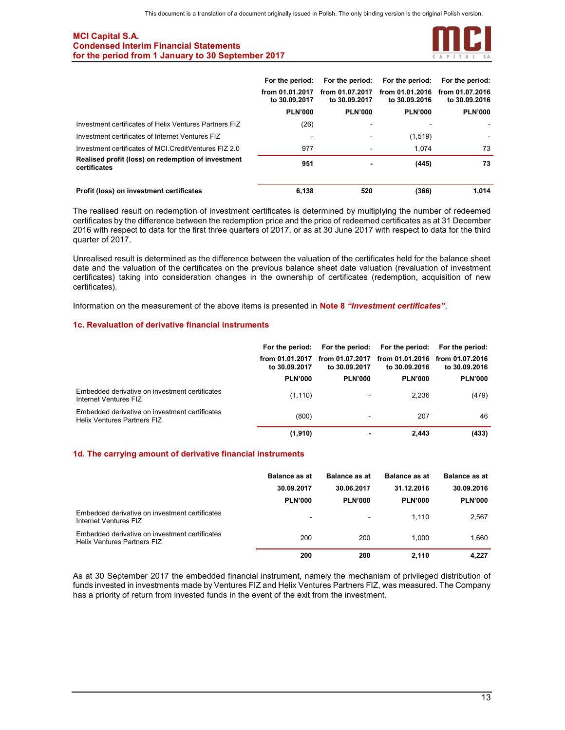| | For the period: from 01.01.2017 to 30.09.2017 | For the period: from 01.07.2017 to 30.09.2017 | For the period: from 01.01.2016 to 30.09.2016 | For the period: from 01.07.2016 to 30.09.2016 |
|---|---|---|---|---|
| | PLN'000 | PLN'000 | PLN'000 | PLN'000 |
| Investment certificates of Helix Ventures Partners FIZ | (26) | - | - | - |
| Investment certificates of Internet Ventures FIZ | - | - | (1,519) | - |
| Investment certificates of MCI.CreditVentures FIZ 2.0 | 977 | - | 1,074 | 73 |
| **Realised profit (loss) on redemption of investment certificates** | **951** | **-** | **(445)** | **73** |
| **Profit (loss) on investment certificates** | **6,138** | **520** | **(366)** | **1,014** |

The realised result on redemption of investment certificates is determined by multiplying the number of redeemed certificates by the difference between the redemption price and the price of redeemed certificates as at 31 December 2016 with respect to data for the first three quarters of 2017, or as at 30 June 2017 with respect to data for the third quarter of 2017.

Unrealised result is determined as the difference between the valuation of the certificates held for the balance sheet date and the valuation of the certificates on the previous balance sheet date valuation (revaluation of investment certificates) taking into consideration changes in the ownership of certificates (redemption, acquisition of new certificates).

Information on the measurement of the above items is presented in **Note 8 *"Investment certificates"***.

### 1c. Revaluation of derivative financial instruments

| | For the period: from 01.01.2017 to 30.09.2017 | For the period: from 01.07.2017 to 30.09.2017 | For the period: from 01.01.2016 to 30.09.2016 | For the period: from 01.07.2016 to 30.09.2016 |
|---|---|---|---|---|
| | PLN'000 | PLN'000 | PLN'000 | PLN'000 |
| Embedded derivative on investment certificates Internet Ventures FIZ | (1,110) | - | 2,236 | (479) |
| Embedded derivative on investment certificates Helix Ventures Partners FIZ | (800) | - | 207 | 46 |
| | **(1,910)** | **-** | **2,443** | **(433)** |

### 1d. The carrying amount of derivative financial instruments

| | Balance as at 30.09.2017 | Balance as at 30.06.2017 | Balance as at 31.12.2016 | Balance as at 30.09.2016 |
|---|---|---|---|---|
| | PLN'000 | PLN'000 | PLN'000 | PLN'000 |
| Embedded derivative on investment certificates Internet Ventures FIZ | - | - | 1,110 | 2,567 |
| Embedded derivative on investment certificates Helix Ventures Partners FIZ | 200 | 200 | 1,000 | 1,660 |
| | **200** | **200** | **2,110** | **4,227** |

As at 30 September 2017 the embedded financial instrument, namely the mechanism of privileged distribution of funds invested in investments made by Ventures FIZ and Helix Ventures Partners FIZ, was measured. The Company has a priority of return from invested funds in the event of the exit from the investment.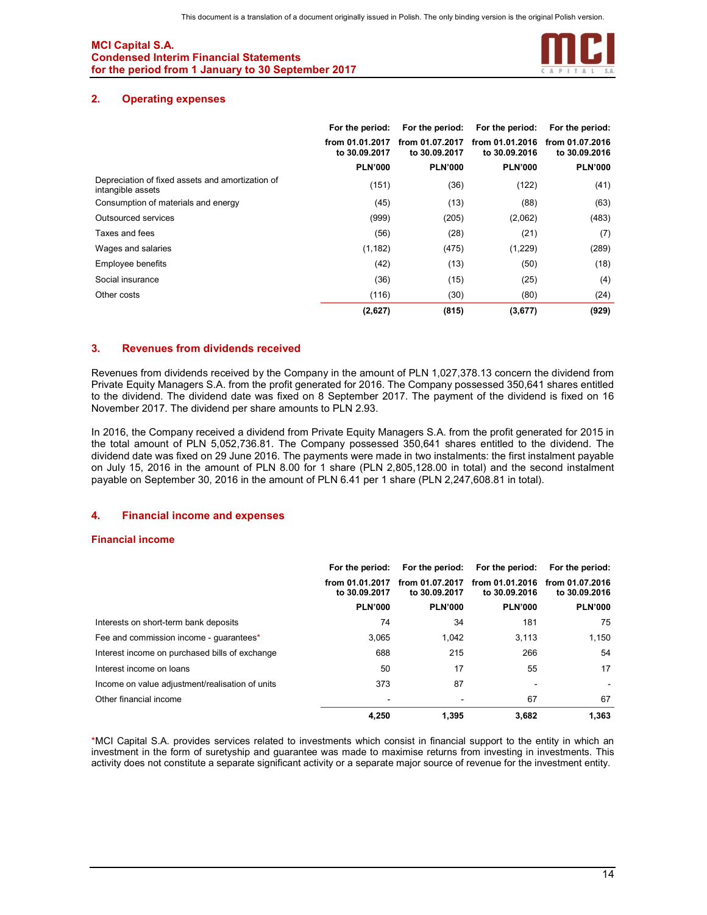## 2. Operating expenses

| | For the period: from 01.01.2017 to 30.09.2017 | For the period: from 01.07.2017 to 30.09.2017 | For the period: from 01.01.2016 to 30.09.2016 | For the period: from 01.07.2016 to 30.09.2016 |
|---|---|---|---|---|
| | PLN'000 | PLN'000 | PLN'000 | PLN'000 |
| Depreciation of fixed assets and amortization of intangible assets | (151) | (36) | (122) | (41) |
| Consumption of materials and energy | (45) | (13) | (88) | (63) |
| Outsourced services | (999) | (205) | (2,062) | (483) |
| Taxes and fees | (56) | (28) | (21) | (7) |
| Wages and salaries | (1,182) | (475) | (1,229) | (289) |
| Employee benefits | (42) | (13) | (50) | (18) |
| Social insurance | (36) | (15) | (25) | (4) |
| Other costs | (116) | (30) | (80) | (24) |
| | **(2,627)** | **(815)** | **(3,677)** | **(929)** |

## 3. Revenues from dividends received

Revenues from dividends received by the Company in the amount of PLN 1,027,378.13 concern the dividend from Private Equity Managers S.A. from the profit generated for 2016. The Company possessed 350,641 shares entitled to the dividend. The dividend date was fixed on 8 September 2017. The payment of the dividend is fixed on 16 November 2017. The dividend per share amounts to PLN 2.93.

In 2016, the Company received a dividend from Private Equity Managers S.A. from the profit generated for 2015 in the total amount of PLN 5,052,736.81. The Company possessed 350,641 shares entitled to the dividend. The dividend date was fixed on 29 June 2016. The payments were made in two instalments: the first instalment payable on July 15, 2016 in the amount of PLN 8.00 for 1 share (PLN 2,805,128.00 in total) and the second instalment payable on September 30, 2016 in the amount of PLN 6.41 per 1 share (PLN 2,247,608.81 in total).

## 4. Financial income and expenses

### Financial income

| | For the period: from 01.01.2017 to 30.09.2017 | For the period: from 01.07.2017 to 30.09.2017 | For the period: from 01.01.2016 to 30.09.2016 | For the period: from 01.07.2016 to 30.09.2016 |
|---|---|---|---|---|
| | PLN'000 | PLN'000 | PLN'000 | PLN'000 |
| Interests on short-term bank deposits | 74 | 34 | 181 | 75 |
| Fee and commission income - guarantees* | 3,065 | 1,042 | 3,113 | 1,150 |
| Interest income on purchased bills of exchange | 688 | 215 | 266 | 54 |
| Interest income on loans | 50 | 17 | 55 | 17 |
| Income on value adjustment/realisation of units | 373 | 87 | - | - |
| Other financial income | - | - | 67 | 67 |
| | **4,250** | **1,395** | **3,682** | **1,363** |

*MCI Capital S.A. provides services related to investments which consist in financial support to the entity in which an investment in the form of suretyship and guarantee was made to maximise returns from investing in investments. This activity does not constitute a separate significant activity or a separate major source of revenue for the investment entity.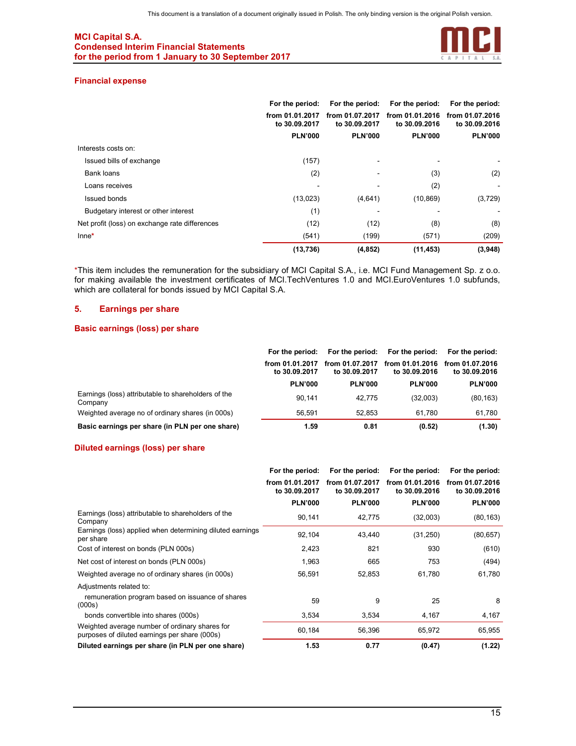### Financial expense

| | For the period: from 01.01.2017 to 30.09.2017 PLN'000 | For the period: from 01.07.2017 to 30.09.2017 PLN'000 | For the period: from 01.01.2016 to 30.09.2016 PLN'000 | For the period: from 01.07.2016 to 30.09.2016 PLN'000 |
|---|---|---|---|---|
| Interests costs on: | | | | |
| Issued bills of exchange | (157) | - | - | - |
| Bank loans | (2) | - | (3) | (2) |
| Loans receives | - | - | (2) | - |
| Issued bonds | (13,023) | (4,641) | (10,869) | (3,729) |
| Budgetary interest or other interest | (1) | - | - | - |
| Net profit (loss) on exchange rate differences | (12) | (12) | (8) | (8) |
| Inne* | (541) | (199) | (571) | (209) |
| | **(13,736)** | **(4,852)** | **(11,453)** | **(3,948)** |

*This item includes the remuneration for the subsidiary of MCI Capital S.A., i.e. MCI Fund Management Sp. z o.o. for making available the investment certificates of MCI.TechVentures 1.0 and MCI.EuroVentures 1.0 subfunds, which are collateral for bonds issued by MCI Capital S.A.

## 5. Earnings per share

### Basic earnings (loss) per share

| | For the period: from 01.01.2017 to 30.09.2017 PLN'000 | For the period: from 01.07.2017 to 30.09.2017 PLN'000 | For the period: from 01.01.2016 to 30.09.2016 PLN'000 | For the period: from 01.07.2016 to 30.09.2016 PLN'000 |
|---|---|---|---|---|
| Earnings (loss) attributable to shareholders of the Company | 90,141 | 42,775 | (32,003) | (80,163) |
| Weighted average no of ordinary shares (in 000s) | 56,591 | 52,853 | 61,780 | 61,780 |
| **Basic earnings per share (in PLN per one share)** | **1.59** | **0.81** | **(0.52)** | **(1.30)** |

### Diluted earnings (loss) per share

| | For the period: from 01.01.2017 to 30.09.2017 PLN'000 | For the period: from 01.07.2017 to 30.09.2017 PLN'000 | For the period: from 01.01.2016 to 30.09.2016 PLN'000 | For the period: from 01.07.2016 to 30.09.2016 PLN'000 |
|---|---|---|---|---|
| Earnings (loss) attributable to shareholders of the Company | 90,141 | 42,775 | (32,003) | (80,163) |
| Earnings (loss) applied when determining diluted earnings per share | 92,104 | 43,440 | (31,250) | (80,657) |
| Cost of interest on bonds (PLN 000s) | 2,423 | 821 | 930 | (610) |
| Net cost of interest on bonds (PLN 000s) | 1,963 | 665 | 753 | (494) |
| Weighted average no of ordinary shares (in 000s) | 56,591 | 52,853 | 61,780 | 61,780 |
| Adjustments related to: | | | | |
| remuneration program based on issuance of shares (000s) | 59 | 9 | 25 | 8 |
| bonds convertible into shares (000s) | 3,534 | 3,534 | 4,167 | 4,167 |
| Weighted average number of ordinary shares for purposes of diluted earnings per share (000s) | 60,184 | 56,396 | 65,972 | 65,955 |
| **Diluted earnings per share (in PLN per one share)** | **1.53** | **0.77** | **(0.47)** | **(1.22)** |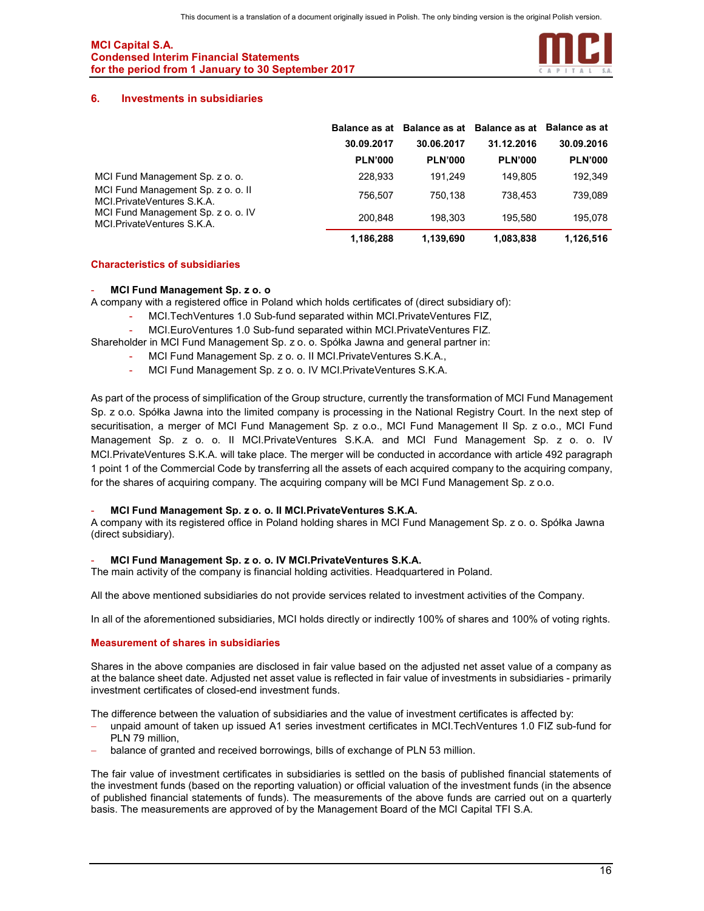## 6. Investments in subsidiaries

| | Balance as at 30.09.2017 PLN'000 | Balance as at 30.06.2017 PLN'000 | Balance as at 31.12.2016 PLN'000 | Balance as at 30.09.2016 PLN'000 |
|---|---|---|---|---|
| MCI Fund Management Sp. z o. o. | 228,933 | 191,249 | 149,805 | 192,349 |
| MCI Fund Management Sp. z o. o. II MCI.PrivateVentures S.K.A. | 756,507 | 750,138 | 738,453 | 739,089 |
| MCI Fund Management Sp. z o. o. IV MCI.PrivateVentures S.K.A. | 200,848 | 198,303 | 195,580 | 195,078 |
| | **1,186,288** | **1,139,690** | **1,083,838** | **1,126,516** |

### Characteristics of subsidiaries

- **MCI Fund Management Sp. z o. o**

A company with a registered office in Poland which holds certificates of (direct subsidiary of):

- MCI.TechVentures 1.0 Sub-fund separated within MCI.PrivateVentures FIZ,
- MCI.EuroVentures 1.0 Sub-fund separated within MCI.PrivateVentures FIZ.

Shareholder in MCI Fund Management Sp. z o. o. Spółka Jawna and general partner in:

- MCI Fund Management Sp. z o. o. II MCI.PrivateVentures S.K.A.,
- MCI Fund Management Sp. z o. o. IV MCI.PrivateVentures S.K.A.

As part of the process of simplification of the Group structure, currently the transformation of MCI Fund Management Sp. z o.o. Spółka Jawna into the limited company is processing in the National Registry Court. In the next step of securitisation, a merger of MCI Fund Management Sp. z o.o., MCI Fund Management II Sp. z o.o., MCI Fund Management Sp. z o. o. II MCI.PrivateVentures S.K.A. and MCI Fund Management Sp. z o. o. IV MCI.PrivateVentures S.K.A. will take place. The merger will be conducted in accordance with article 492 paragraph 1 point 1 of the Commercial Code by transferring all the assets of each acquired company to the acquiring company, for the shares of acquiring company. The acquiring company will be MCI Fund Management Sp. z o.o.

- **MCI Fund Management Sp. z o. o. II MCI.PrivateVentures S.K.A.**

A company with its registered office in Poland holding shares in MCI Fund Management Sp. z o. o. Spółka Jawna (direct subsidiary).

- **MCI Fund Management Sp. z o. o. IV MCI.PrivateVentures S.K.A.**

The main activity of the company is financial holding activities. Headquartered in Poland.

All the above mentioned subsidiaries do not provide services related to investment activities of the Company.

In all of the aforementioned subsidiaries, MCI holds directly or indirectly 100% of shares and 100% of voting rights.

### Measurement of shares in subsidiaries

Shares in the above companies are disclosed in fair value based on the adjusted net asset value of a company as at the balance sheet date. Adjusted net asset value is reflected in fair value of investments in subsidiaries - primarily investment certificates of closed-end investment funds.

The difference between the valuation of subsidiaries and the value of investment certificates is affected by:

- unpaid amount of taken up issued A1 series investment certificates in MCI.TechVentures 1.0 FIZ sub-fund for PLN 79 million,
- balance of granted and received borrowings, bills of exchange of PLN 53 million.

The fair value of investment certificates in subsidiaries is settled on the basis of published financial statements of the investment funds (based on the reporting valuation) or official valuation of the investment funds (in the absence of published financial statements of funds). The measurements of the above funds are carried out on a quarterly basis. The measurements are approved of by the Management Board of the MCI Capital TFI S.A.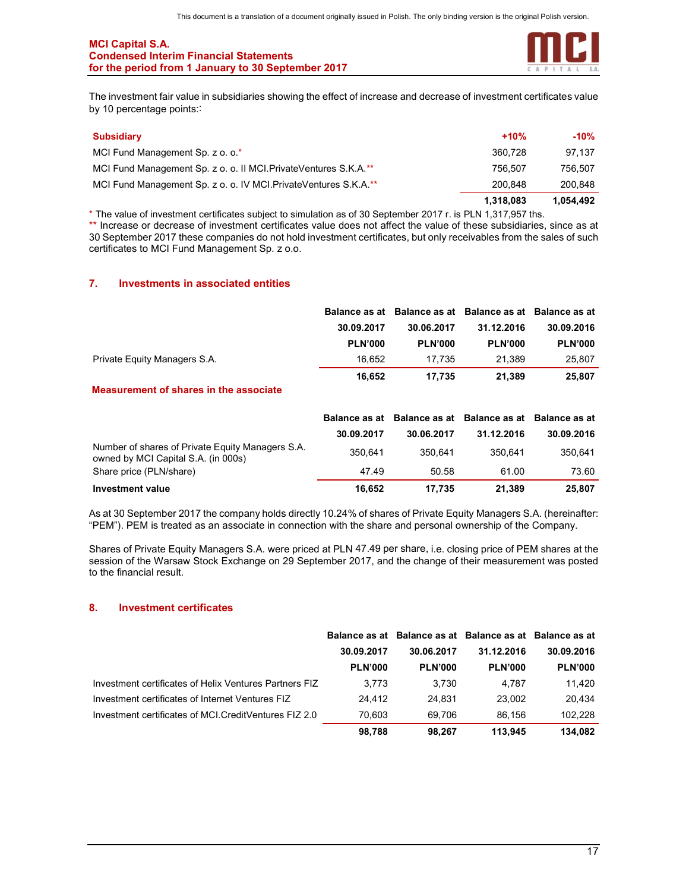The investment fair value in subsidiaries showing the effect of increase and decrease of investment certificates value by 10 percentage points::

| Subsidiary | +10% | -10% |
|---|---|---|
| MCI Fund Management Sp. z o. o.* | 360,728 | 97,137 |
| MCI Fund Management Sp. z o. o. II MCI.PrivateVentures S.K.A.** | 756,507 | 756,507 |
| MCI Fund Management Sp. z o. o. IV MCI.PrivateVentures S.K.A.** | 200,848 | 200,848 |
| | **1,318,083** | **1,054,492** |

* The value of investment certificates subject to simulation as of 30 September 2017 r. is PLN 1,317,957 ths.

** Increase or decrease of investment certificates value does not affect the value of these subsidiaries, since as at 30 September 2017 these companies do not hold investment certificates, but only receivables from the sales of such certificates to MCI Fund Management Sp. z o.o.

## 7. Investments in associated entities

| | Balance as at 30.09.2017 PLN'000 | Balance as at 30.06.2017 PLN'000 | Balance as at 31.12.2016 PLN'000 | Balance as at 30.09.2016 PLN'000 |
|---|---|---|---|---|
| Private Equity Managers S.A. | 16,652 | 17,735 | 21,389 | 25,807 |
| | **16,652** | **17,735** | **21,389** | **25,807** |

### Measurement of shares in the associate

| | Balance as at 30.09.2017 | Balance as at 30.06.2017 | Balance as at 31.12.2016 | Balance as at 30.09.2016 |
|---|---|---|---|---|
| Number of shares of Private Equity Managers S.A. owned by MCI Capital S.A. (in 000s) | 350,641 | 350,641 | 350,641 | 350,641 |
| Share price (PLN/share) | 47.49 | 50.58 | 61.00 | 73.60 |
| **Investment value** | **16,652** | **17,735** | **21,389** | **25,807** |

As at 30 September 2017 the company holds directly 10.24% of shares of Private Equity Managers S.A. (hereinafter: "PEM"). PEM is treated as an associate in connection with the share and personal ownership of the Company.

Shares of Private Equity Managers S.A. were priced at PLN 47.49 per share, i.e. closing price of PEM shares at the session of the Warsaw Stock Exchange on 29 September 2017, and the change of their measurement was posted to the financial result.

## 8. Investment certificates

| | Balance as at 30.09.2017 PLN'000 | Balance as at 30.06.2017 PLN'000 | Balance as at 31.12.2016 PLN'000 | Balance as at 30.09.2016 PLN'000 |
|---|---|---|---|---|
| Investment certificates of Helix Ventures Partners FIZ | 3,773 | 3,730 | 4,787 | 11,420 |
| Investment certificates of Internet Ventures FIZ | 24,412 | 24,831 | 23,002 | 20,434 |
| Investment certificates of MCI.CreditVentures FIZ 2.0 | 70,603 | 69,706 | 86,156 | 102,228 |
| | **98,788** | **98,267** | **113,945** | **134,082** |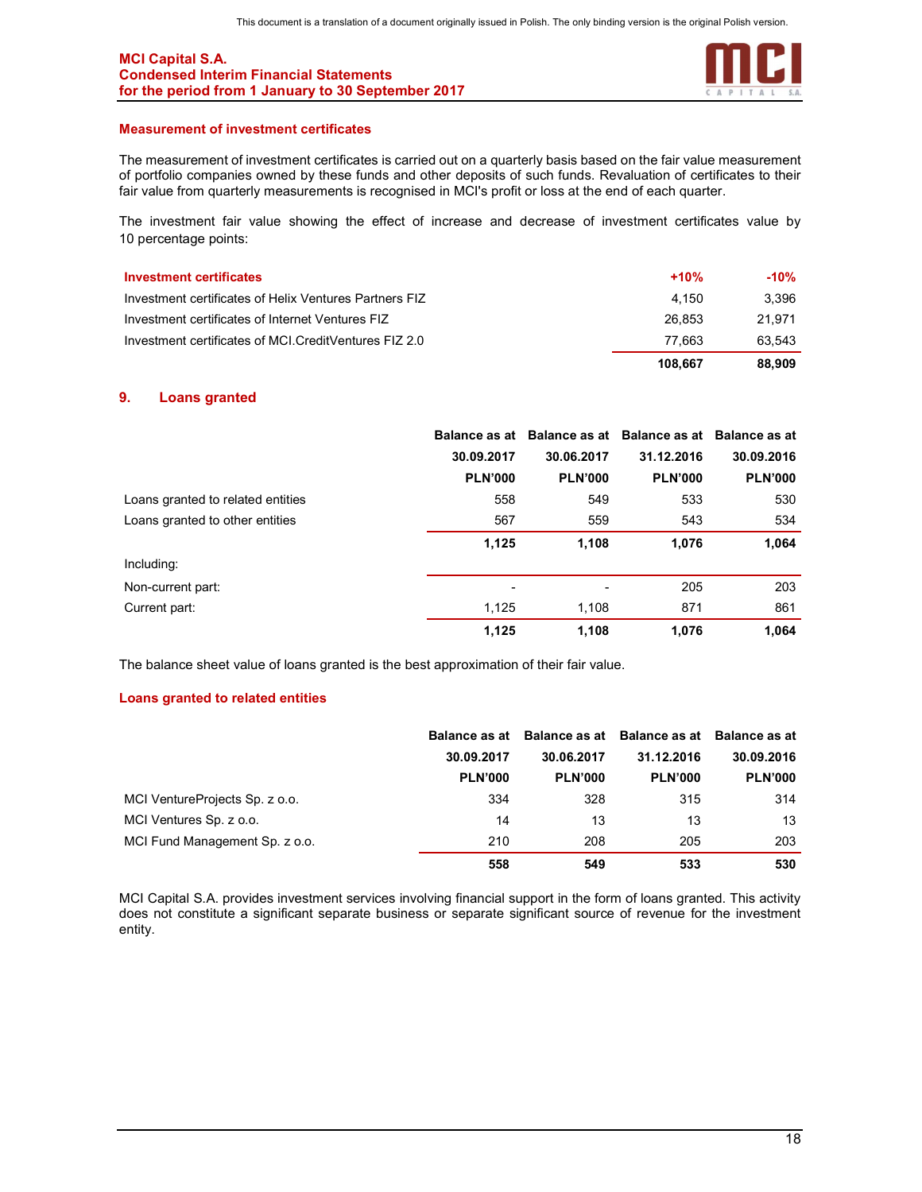### Measurement of investment certificates

The measurement of investment certificates is carried out on a quarterly basis based on the fair value measurement of portfolio companies owned by these funds and other deposits of such funds. Revaluation of certificates to their fair value from quarterly measurements is recognised in MCI's profit or loss at the end of each quarter.

The investment fair value showing the effect of increase and decrease of investment certificates value by 10 percentage points:

| Investment certificates | +10% | -10% |
|---|---|---|
| Investment certificates of Helix Ventures Partners FIZ | 4,150 | 3,396 |
| Investment certificates of Internet Ventures FIZ | 26,853 | 21,971 |
| Investment certificates of MCI.CreditVentures FIZ 2.0 | 77,663 | 63,543 |
| | **108,667** | **88,909** |

## 9. Loans granted

| | Balance as at 30.09.2017 PLN'000 | Balance as at 30.06.2017 PLN'000 | Balance as at 31.12.2016 PLN'000 | Balance as at 30.09.2016 PLN'000 |
|---|---|---|---|---|
| Loans granted to related entities | 558 | 549 | 533 | 530 |
| Loans granted to other entities | 567 | 559 | 543 | 534 |
| | **1,125** | **1,108** | **1,076** | **1,064** |
| Including: | | | | |
| Non-current part: | - | - | 205 | 203 |
| Current part: | 1,125 | 1,108 | 871 | 861 |
| | **1,125** | **1,108** | **1,076** | **1,064** |

The balance sheet value of loans granted is the best approximation of their fair value.

### Loans granted to related entities

| | Balance as at 30.09.2017 PLN'000 | Balance as at 30.06.2017 PLN'000 | Balance as at 31.12.2016 PLN'000 | Balance as at 30.09.2016 PLN'000 |
|---|---|---|---|---|
| MCI VentureProjects Sp. z o.o. | 334 | 328 | 315 | 314 |
| MCI Ventures Sp. z o.o. | 14 | 13 | 13 | 13 |
| MCI Fund Management Sp. z o.o. | 210 | 208 | 205 | 203 |
| | **558** | **549** | **533** | **530** |

MCI Capital S.A. provides investment services involving financial support in the form of loans granted. This activity does not constitute a significant separate business or separate significant source of revenue for the investment entity.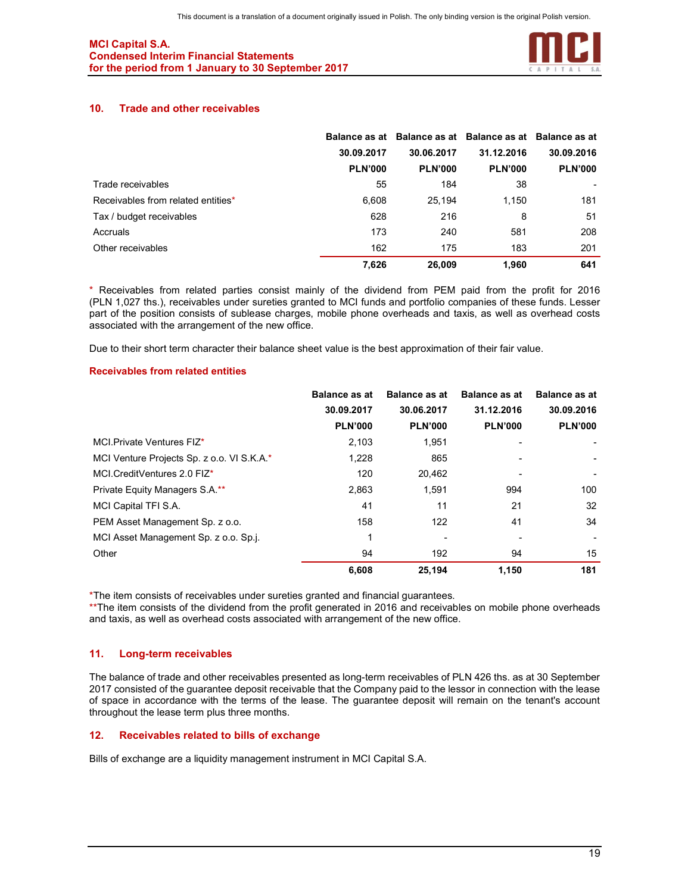## 10. Trade and other receivables

| | Balance as at 30.09.2017 PLN'000 | Balance as at 30.06.2017 PLN'000 | Balance as at 31.12.2016 PLN'000 | Balance as at 30.09.2016 PLN'000 |
|---|---|---|---|---|
| Trade receivables | 55 | 184 | 38 | - |
| Receivables from related entities* | 6,608 | 25,194 | 1,150 | 181 |
| Tax / budget receivables | 628 | 216 | 8 | 51 |
| Accruals | 173 | 240 | 581 | 208 |
| Other receivables | 162 | 175 | 183 | 201 |
| | **7,626** | **26,009** | **1,960** | **641** |

* Receivables from related parties consist mainly of the dividend from PEM paid from the profit for 2016 (PLN 1,027 ths.), receivables under sureties granted to MCI funds and portfolio companies of these funds. Lesser part of the position consists of sublease charges, mobile phone overheads and taxis, as well as overhead costs associated with the arrangement of the new office.

Due to their short term character their balance sheet value is the best approximation of their fair value.

### Receivables from related entities

| | Balance as at 30.09.2017 PLN'000 | Balance as at 30.06.2017 PLN'000 | Balance as at 31.12.2016 PLN'000 | Balance as at 30.09.2016 PLN'000 |
|---|---|---|---|---|
| MCI.Private Ventures FIZ* | 2,103 | 1,951 | - | - |
| MCI Venture Projects Sp. z o.o. VI S.K.A.* | 1,228 | 865 | - | - |
| MCI.CreditVentures 2.0 FIZ* | 120 | 20,462 | - | - |
| Private Equity Managers S.A.** | 2,863 | 1,591 | 994 | 100 |
| MCI Capital TFI S.A. | 41 | 11 | 21 | 32 |
| PEM Asset Management Sp. z o.o. | 158 | 122 | 41 | 34 |
| MCI Asset Management Sp. z o.o. Sp.j. | 1 | - | - | - |
| Other | 94 | 192 | 94 | 15 |
| | **6,608** | **25,194** | **1,150** | **181** |

*The item consists of receivables under sureties granted and financial guarantees.
**The item consists of the dividend from the profit generated in 2016 and receivables on mobile phone overheads and taxis, as well as overhead costs associated with arrangement of the new office.

## 11. Long-term receivables

The balance of trade and other receivables presented as long-term receivables of PLN 426 ths. as at 30 September 2017 consisted of the guarantee deposit receivable that the Company paid to the lessor in connection with the lease of space in accordance with the terms of the lease. The guarantee deposit will remain on the tenant's account throughout the lease term plus three months.

## 12. Receivables related to bills of exchange

Bills of exchange are a liquidity management instrument in MCI Capital S.A.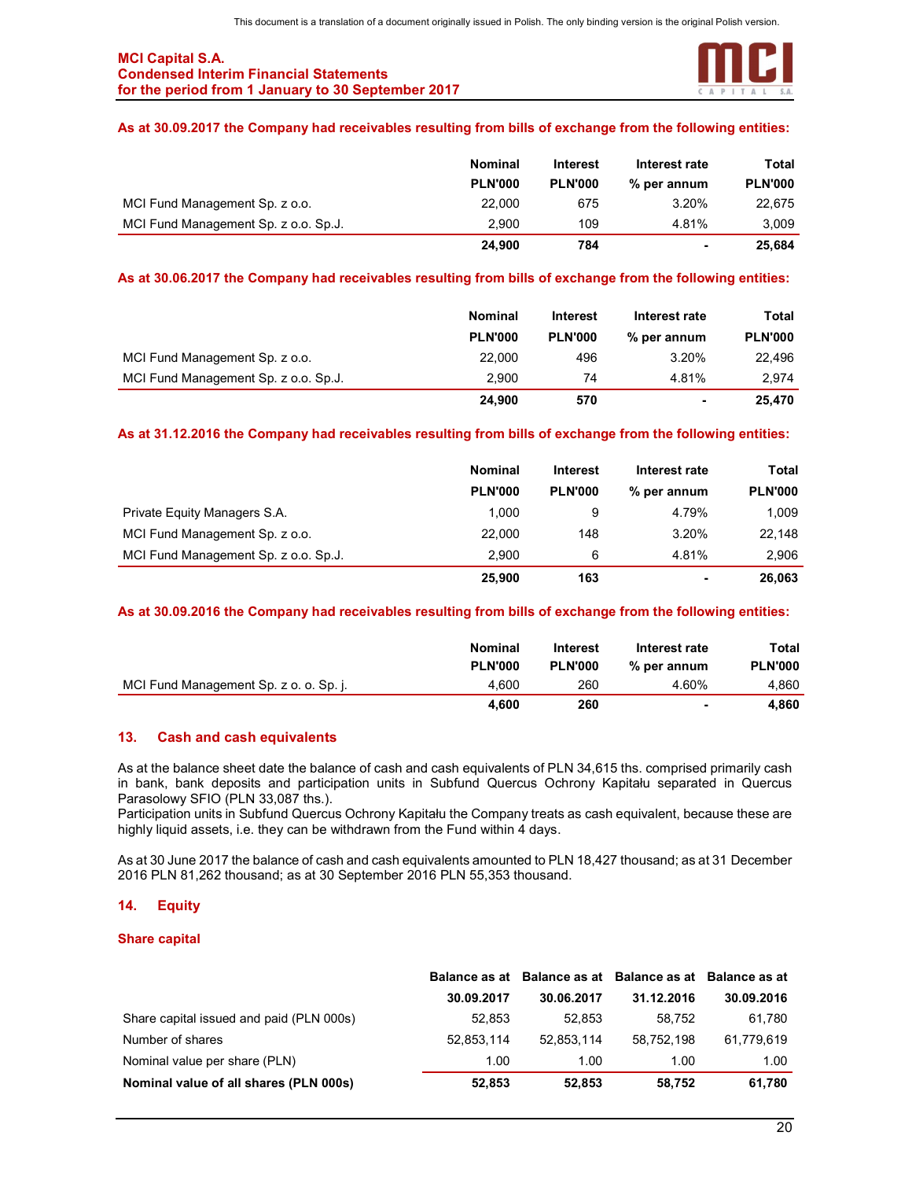**As at 30.09.2017 the Company had receivables resulting from bills of exchange from the following entities:**

| | Nominal PLN'000 | Interest PLN'000 | Interest rate % per annum | Total PLN'000 |
|---|---|---|---|---|
| MCI Fund Management Sp. z o.o. | 22,000 | 675 | 3.20% | 22,675 |
| MCI Fund Management Sp. z o.o. Sp.J. | 2,900 | 109 | 4.81% | 3,009 |
| | **24,900** | **784** | **-** | **25,684** |

**As at 30.06.2017 the Company had receivables resulting from bills of exchange from the following entities:**

| | Nominal PLN'000 | Interest PLN'000 | Interest rate % per annum | Total PLN'000 |
|---|---|---|---|---|
| MCI Fund Management Sp. z o.o. | 22,000 | 496 | 3.20% | 22,496 |
| MCI Fund Management Sp. z o.o. Sp.J. | 2,900 | 74 | 4.81% | 2,974 |
| | **24,900** | **570** | **-** | **25,470** |

**As at 31.12.2016 the Company had receivables resulting from bills of exchange from the following entities:**

| | Nominal PLN'000 | Interest PLN'000 | Interest rate % per annum | Total PLN'000 |
|---|---|---|---|---|
| Private Equity Managers S.A. | 1,000 | 9 | 4.79% | 1,009 |
| MCI Fund Management Sp. z o.o. | 22,000 | 148 | 3.20% | 22,148 |
| MCI Fund Management Sp. z o.o. Sp.J. | 2,900 | 6 | 4.81% | 2,906 |
| | **25,900** | **163** | **-** | **26,063** |

**As at 30.09.2016 the Company had receivables resulting from bills of exchange from the following entities:**

| | Nominal PLN'000 | Interest PLN'000 | Interest rate % per annum | Total PLN'000 |
|---|---|---|---|---|
| MCI Fund Management Sp. z o. o. Sp. j. | 4,600 | 260 | 4.60% | 4,860 |
| | **4,600** | **260** | **-** | **4,860** |

## 13. Cash and cash equivalents

As at the balance sheet date the balance of cash and cash equivalents of PLN 34,615 ths. comprised primarily cash in bank, bank deposits and participation units in Subfund Quercus Ochrony Kapitału separated in Quercus Parasolowy SFIO (PLN 33,087 ths.).
Participation units in Subfund Quercus Ochrony Kapitału the Company treats as cash equivalent, because these are highly liquid assets, i.e. they can be withdrawn from the Fund within 4 days.

As at 30 June 2017 the balance of cash and cash equivalents amounted to PLN 18,427 thousand; as at 31 December 2016 PLN 81,262 thousand; as at 30 September 2016 PLN 55,353 thousand.

## 14. Equity

### Share capital

| | Balance as at 30.09.2017 | Balance as at 30.06.2017 | Balance as at 31.12.2016 | Balance as at 30.09.2016 |
|---|---|---|---|---|
| Share capital issued and paid (PLN 000s) | 52,853 | 52,853 | 58,752 | 61,780 |
| Number of shares | 52,853,114 | 52,853,114 | 58,752,198 | 61,779,619 |
| Nominal value per share (PLN) | 1.00 | 1.00 | 1.00 | 1.00 |
| **Nominal value of all shares (PLN 000s)** | **52,853** | **52,853** | **58,752** | **61,780** |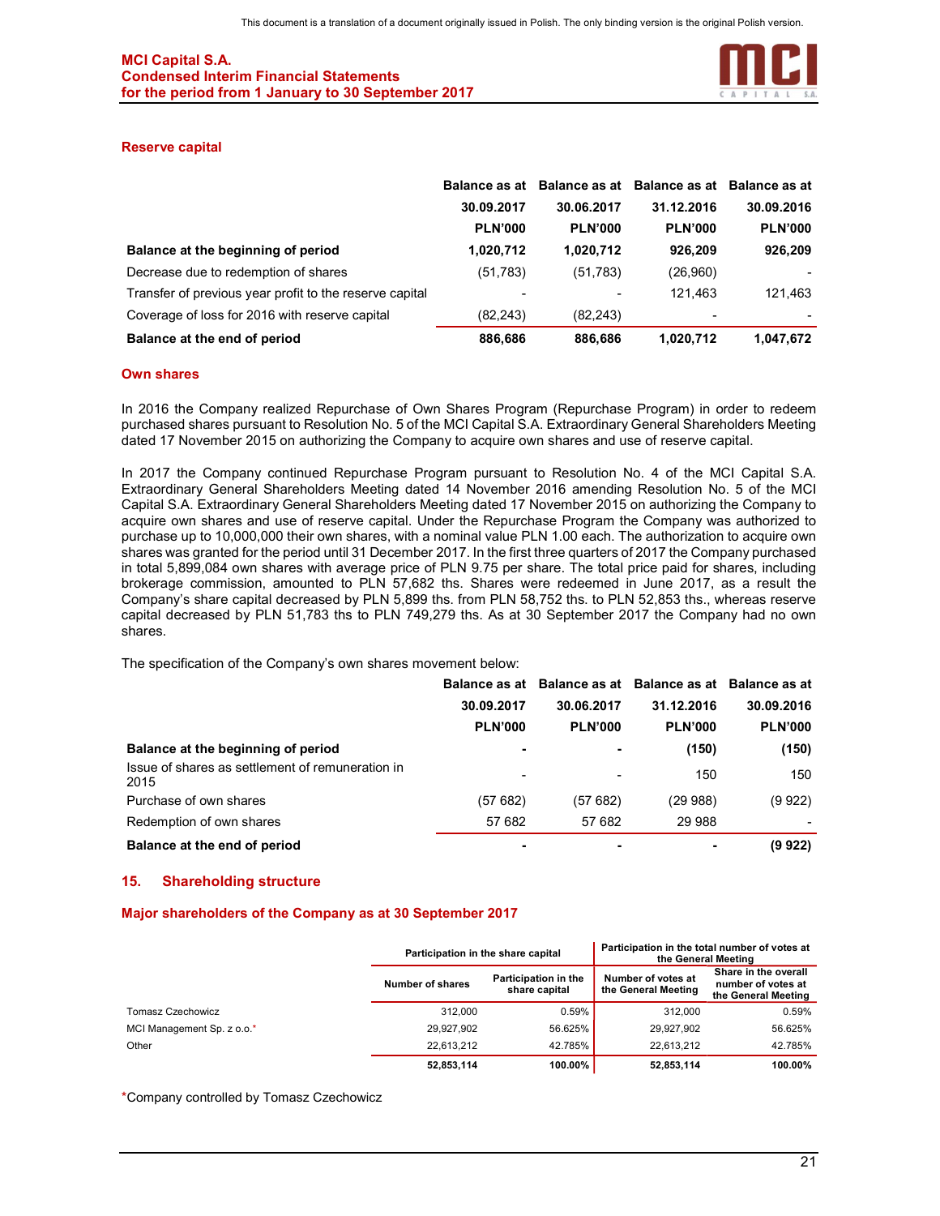### Reserve capital

| | Balance as at 30.09.2017 PLN'000 | Balance as at 30.06.2017 PLN'000 | Balance as at 31.12.2016 PLN'000 | Balance as at 30.09.2016 PLN'000 |
|---|---|---|---|---|
| **Balance at the beginning of period** | **1,020,712** | **1,020,712** | **926,209** | **926,209** |
| Decrease due to redemption of shares | (51,783) | (51,783) | (26,960) | - |
| Transfer of previous year profit to the reserve capital | - | - | 121,463 | 121,463 |
| Coverage of loss for 2016 with reserve capital | (82,243) | (82,243) | - | - |
| **Balance at the end of period** | **886,686** | **886,686** | **1,020,712** | **1,047,672** |

### Own shares

In 2016 the Company realized Repurchase of Own Shares Program (Repurchase Program) in order to redeem purchased shares pursuant to Resolution No. 5 of the MCI Capital S.A. Extraordinary General Shareholders Meeting dated 17 November 2015 on authorizing the Company to acquire own shares and use of reserve capital.

In 2017 the Company continued Repurchase Program pursuant to Resolution No. 4 of the MCI Capital S.A. Extraordinary General Shareholders Meeting dated 14 November 2016 amending Resolution No. 5 of the MCI Capital S.A. Extraordinary General Shareholders Meeting dated 17 November 2015 on authorizing the Company to acquire own shares and use of reserve capital. Under the Repurchase Program the Company was authorized to purchase up to 10,000,000 their own shares, with a nominal value PLN 1.00 each. The authorization to acquire own shares was granted for the period until 31 December 2017. In the first three quarters of 2017 the Company purchased in total 5,899,084 own shares with average price of PLN 9.75 per share. The total price paid for shares, including brokerage commission, amounted to PLN 57,682 ths. Shares were redeemed in June 2017, as a result the Company's share capital decreased by PLN 5,899 ths. from PLN 58,752 ths. to PLN 52,853 ths., whereas reserve capital decreased by PLN 51,783 ths to PLN 749,279 ths. As at 30 September 2017 the Company had no own shares.

The specification of the Company's own shares movement below:

| | Balance as at 30.09.2017 PLN'000 | Balance as at 30.06.2017 PLN'000 | Balance as at 31.12.2016 PLN'000 | Balance as at 30.09.2016 PLN'000 |
|---|---|---|---|---|
| **Balance at the beginning of period** | **-** | **-** | **(150)** | **(150)** |
| Issue of shares as settlement of remuneration in 2015 | - | - | 150 | 150 |
| Purchase of own shares | (57 682) | (57 682) | (29 988) | (9 922) |
| Redemption of own shares | 57 682 | 57 682 | 29 988 | - |
| **Balance at the end of period** | **-** | **-** | **-** | **(9 922)** |

## 15. Shareholding structure

### Major shareholders of the Company as at 30 September 2017

| | Participation in the share capital | | Participation in the total number of votes at the General Meeting | |
|---|---|---|---|---|
| | Number of shares | Participation in the share capital | Number of votes at the General Meeting | Share in the overall number of votes at the General Meeting |
| Tomasz Czechowicz | 312,000 | 0.59% | 312,000 | 0.59% |
| MCI Management Sp. z o.o.* | 29,927,902 | 56.625% | 29,927,902 | 56.625% |
| Other | 22,613,212 | 42.785% | 22,613,212 | 42.785% |
| | **52,853,114** | **100.00%** | **52,853,114** | **100.00%** |

*Company controlled by Tomasz Czechowicz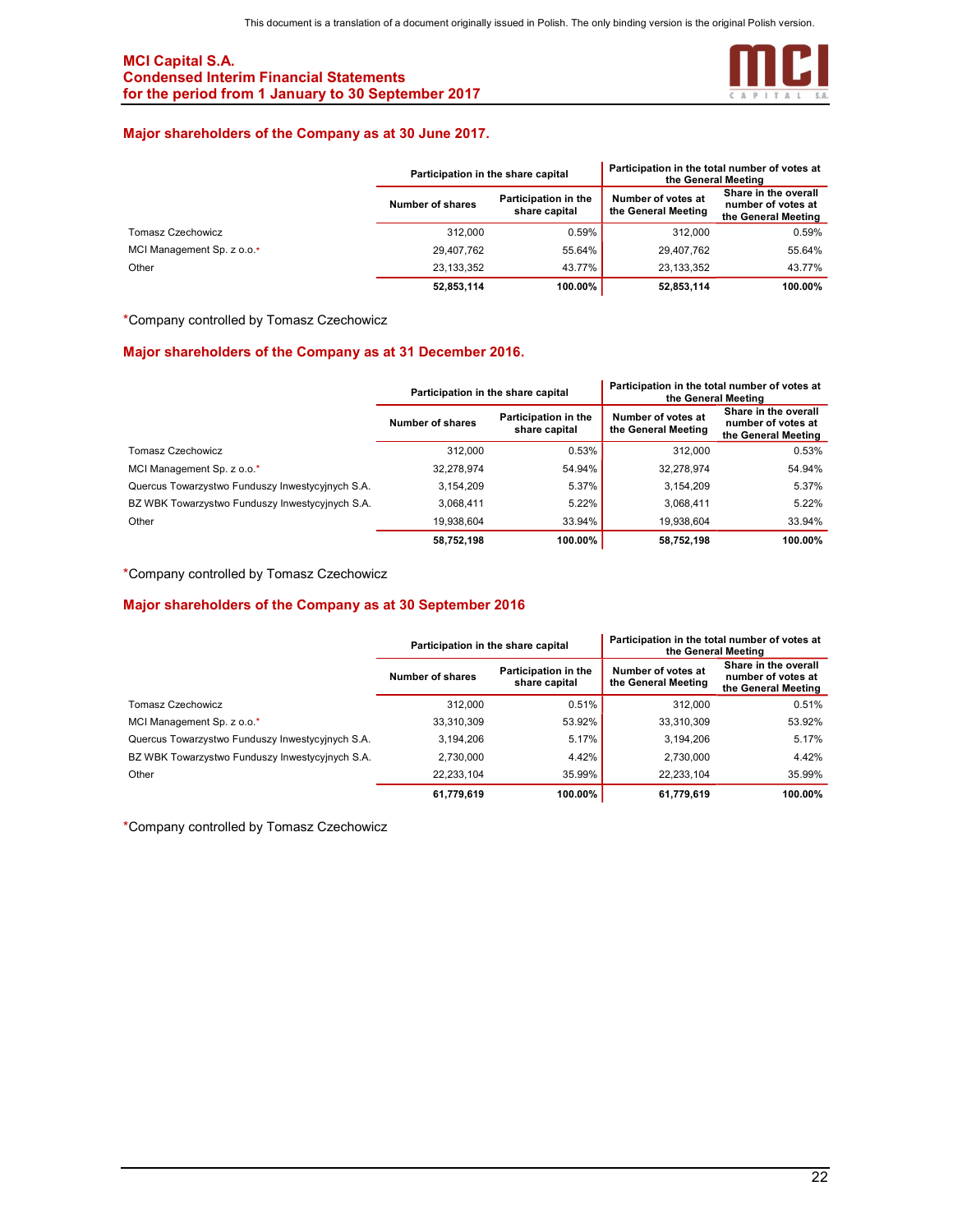### Major shareholders of the Company as at 30 June 2017.

| | Participation in the share capital | | Participation in the total number of votes at the General Meeting | |
|---|---|---|---|---|
| | Number of shares | Participation in the share capital | Number of votes at the General Meeting | Share in the overall number of votes at the General Meeting |
| Tomasz Czechowicz | 312,000 | 0.59% | 312,000 | 0.59% |
| MCI Management Sp. z o.o.* | 29,407,762 | 55.64% | 29,407,762 | 55.64% |
| Other | 23,133,352 | 43.77% | 23,133,352 | 43.77% |
| | **52,853,114** | **100.00%** | **52,853,114** | **100.00%** |

*Company controlled by Tomasz Czechowicz

### Major shareholders of the Company as at 31 December 2016.

| | Participation in the share capital | | Participation in the total number of votes at the General Meeting | |
|---|---|---|---|---|
| | Number of shares | Participation in the share capital | Number of votes at the General Meeting | Share in the overall number of votes at the General Meeting |
| Tomasz Czechowicz | 312,000 | 0.53% | 312,000 | 0.53% |
| MCI Management Sp. z o.o.* | 32,278,974 | 54.94% | 32,278,974 | 54.94% |
| Quercus Towarzystwo Funduszy Inwestycyjnych S.A. | 3,154,209 | 5.37% | 3,154,209 | 5.37% |
| BZ WBK Towarzystwo Funduszy Inwestycyjnych S.A. | 3,068,411 | 5.22% | 3,068,411 | 5.22% |
| Other | 19,938,604 | 33.94% | 19,938,604 | 33.94% |
| | **58,752,198** | **100.00%** | **58,752,198** | **100.00%** |

*Company controlled by Tomasz Czechowicz

### Major shareholders of the Company as at 30 September 2016

| | Participation in the share capital | | Participation in the total number of votes at the General Meeting | |
|---|---|---|---|---|
| | Number of shares | Participation in the share capital | Number of votes at the General Meeting | Share in the overall number of votes at the General Meeting |
| Tomasz Czechowicz | 312,000 | 0.51% | 312,000 | 0.51% |
| MCI Management Sp. z o.o.* | 33,310,309 | 53.92% | 33,310,309 | 53.92% |
| Quercus Towarzystwo Funduszy Inwestycyjnych S.A. | 3,194,206 | 5.17% | 3,194,206 | 5.17% |
| BZ WBK Towarzystwo Funduszy Inwestycyjnych S.A. | 2,730,000 | 4.42% | 2,730,000 | 4.42% |
| Other | 22,233,104 | 35.99% | 22,233,104 | 35.99% |
| | **61,779,619** | **100.00%** | **61,779,619** | **100.00%** |

*Company controlled by Tomasz Czechowicz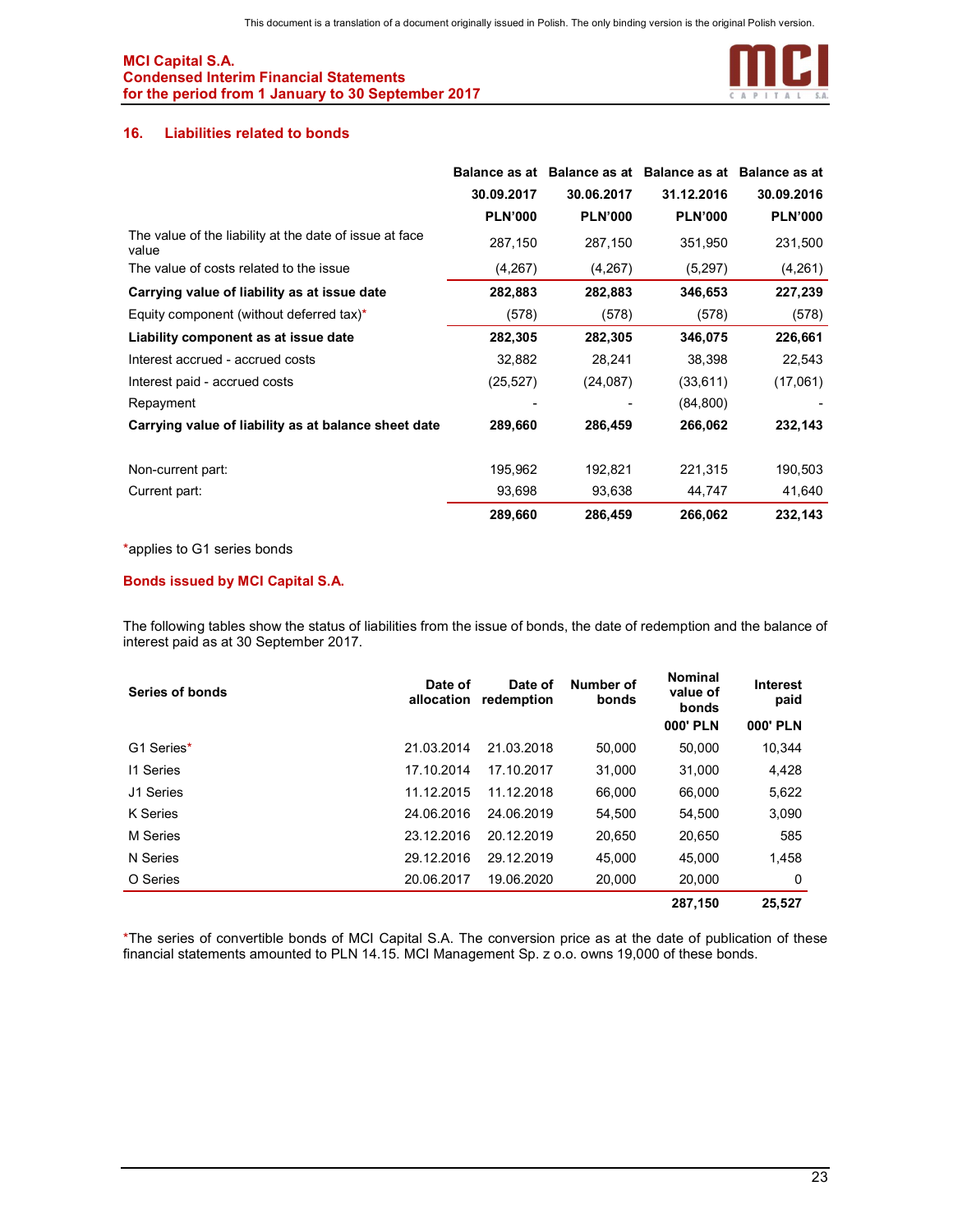## 16. Liabilities related to bonds

| | Balance as at 30.09.2017 PLN'000 | Balance as at 30.06.2017 PLN'000 | Balance as at 31.12.2016 PLN'000 | Balance as at 30.09.2016 PLN'000 |
|---|---|---|---|---|
| The value of the liability at the date of issue at face value | 287,150 | 287,150 | 351,950 | 231,500 |
| The value of costs related to the issue | (4,267) | (4,267) | (5,297) | (4,261) |
| **Carrying value of liability as at issue date** | **282,883** | **282,883** | **346,653** | **227,239** |
| Equity component (without deferred tax)* | (578) | (578) | (578) | (578) |
| **Liability component as at issue date** | **282,305** | **282,305** | **346,075** | **226,661** |
| Interest accrued - accrued costs | 32,882 | 28,241 | 38,398 | 22,543 |
| Interest paid - accrued costs | (25,527) | (24,087) | (33,611) | (17,061) |
| Repayment | - | - | (84,800) | - |
| **Carrying value of liability as at balance sheet date** | **289,660** | **286,459** | **266,062** | **232,143** |
| | | | | |
| Non-current part: | 195,962 | 192,821 | 221,315 | 190,503 |
| Current part: | 93,698 | 93,638 | 44,747 | 41,640 |
| | **289,660** | **286,459** | **266,062** | **232,143** |

*applies to G1 series bonds

### Bonds issued by MCI Capital S.A.

The following tables show the status of liabilities from the issue of bonds, the date of redemption and the balance of interest paid as at 30 September 2017.

| Series of bonds | Date of allocation | Date of redemption | Number of bonds | Nominal value of bonds 000' PLN | Interest paid 000' PLN |
|---|---|---|---|---|---|
| G1 Series* | 21.03.2014 | 21.03.2018 | 50,000 | 50,000 | 10,344 |
| I1 Series | 17.10.2014 | 17.10.2017 | 31,000 | 31,000 | 4,428 |
| J1 Series | 11.12.2015 | 11.12.2018 | 66,000 | 66,000 | 5,622 |
| K Series | 24.06.2016 | 24.06.2019 | 54,500 | 54,500 | 3,090 |
| M Series | 23.12.2016 | 20.12.2019 | 20,650 | 20,650 | 585 |
| N Series | 29.12.2016 | 29.12.2019 | 45,000 | 45,000 | 1,458 |
| O Series | 20.06.2017 | 19.06.2020 | 20,000 | 20,000 | 0 |
| | | | | **287,150** | **25,527** |

*The series of convertible bonds of MCI Capital S.A. The conversion price as at the date of publication of these financial statements amounted to PLN 14.15. MCI Management Sp. z o.o. owns 19,000 of these bonds.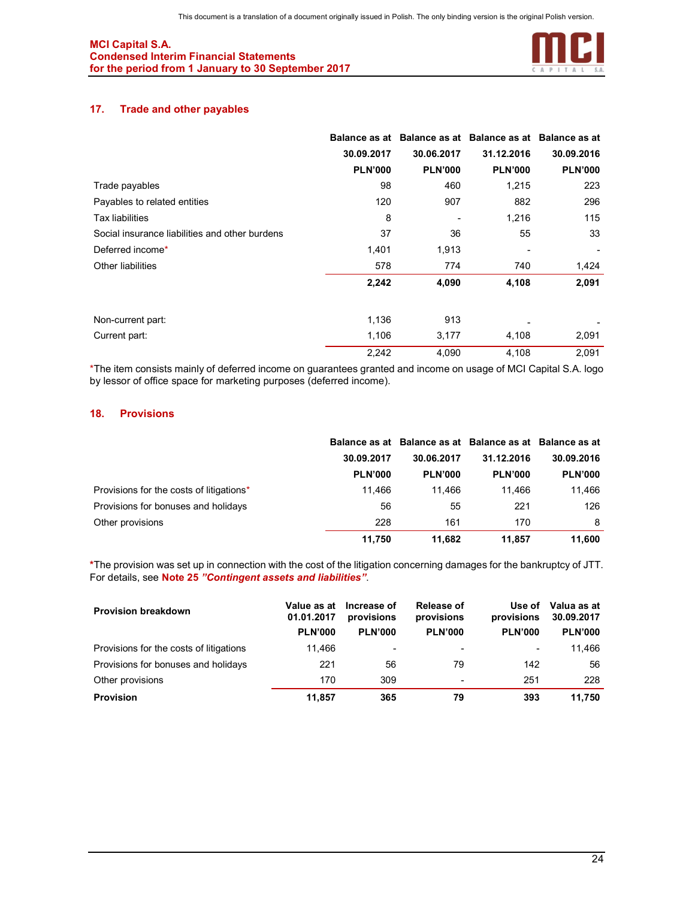## 17. Trade and other payables

| | Balance as at 30.09.2017 PLN'000 | Balance as at 30.06.2017 PLN'000 | Balance as at 31.12.2016 PLN'000 | Balance as at 30.09.2016 PLN'000 |
|---|---|---|---|---|
| Trade payables | 98 | 460 | 1,215 | 223 |
| Payables to related entities | 120 | 907 | 882 | 296 |
| Tax liabilities | 8 | - | 1,216 | 115 |
| Social insurance liabilities and other burdens | 37 | 36 | 55 | 33 |
| Deferred income* | 1,401 | 1,913 | - | - |
| Other liabilities | 578 | 774 | 740 | 1,424 |
| | **2,242** | **4,090** | **4,108** | **2,091** |
| Non-current part: | 1,136 | 913 | - | - |
| Current part: | 1,106 | 3,177 | 4,108 | 2,091 |
| | 2,242 | 4,090 | 4,108 | 2,091 |

*The item consists mainly of deferred income on guarantees granted and income on usage of MCI Capital S.A. logo by lessor of office space for marketing purposes (deferred income).

## 18. Provisions

| | Balance as at 30.09.2017 PLN'000 | Balance as at 30.06.2017 PLN'000 | Balance as at 31.12.2016 PLN'000 | Balance as at 30.09.2016 PLN'000 |
|---|---|---|---|---|
| Provisions for the costs of litigations* | 11,466 | 11,466 | 11,466 | 11,466 |
| Provisions for bonuses and holidays | 56 | 55 | 221 | 126 |
| Other provisions | 228 | 161 | 170 | 8 |
| | **11,750** | **11,682** | **11,857** | **11,600** |

*The provision was set up in connection with the cost of the litigation concerning damages for the bankruptcy of JTT. For details, see **Note 25 *"Contingent assets and liabilities"***.

| **Provision breakdown** | Value as at 01.01.2017 PLN'000 | Increase of provisions PLN'000 | Release of provisions PLN'000 | Use of provisions PLN'000 | Valua as at 30.09.2017 PLN'000 |
|---|---|---|---|---|---|
| Provisions for the costs of litigations | 11,466 | - | - | - | 11,466 |
| Provisions for bonuses and holidays | 221 | 56 | 79 | 142 | 56 |
| Other provisions | 170 | 309 | - | 251 | 228 |
| **Provision** | **11,857** | **365** | **79** | **393** | **11,750** |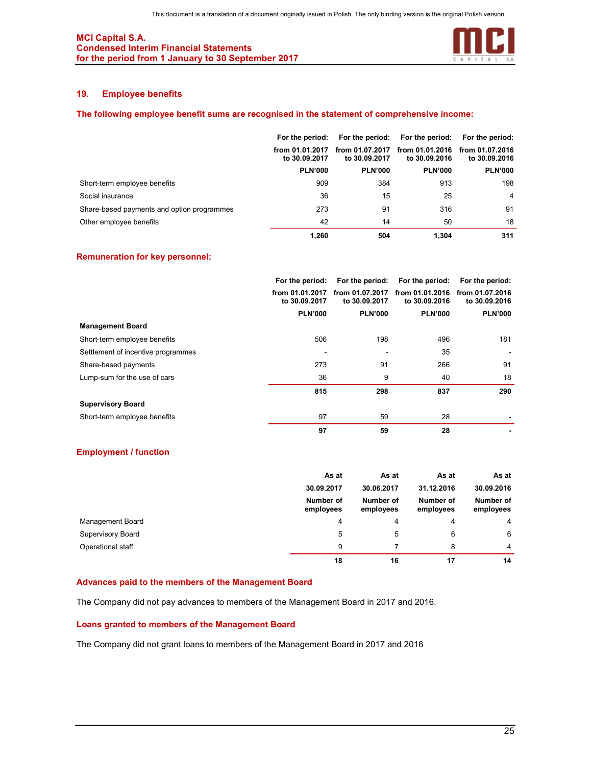## 19. Employee benefits

### The following employee benefit sums are recognised in the statement of comprehensive income:

| | For the period: from 01.01.2017 to 30.09.2017 PLN'000 | For the period: from 01.07.2017 to 30.09.2017 PLN'000 | For the period: from 01.01.2016 to 30.09.2016 PLN'000 | For the period: from 01.07.2016 to 30.09.2016 PLN'000 |
|---|---|---|---|---|
| Short-term employee benefits | 909 | 384 | 913 | 198 |
| Social insurance | 36 | 15 | 25 | 4 |
| Share-based payments and option programmes | 273 | 91 | 316 | 91 |
| Other employee benefits | 42 | 14 | 50 | 18 |
| | **1,260** | **504** | **1,304** | **311** |

### Remuneration for key personnel:

| | For the period: from 01.01.2017 to 30.09.2017 PLN'000 | For the period: from 01.07.2017 to 30.09.2017 PLN'000 | For the period: from 01.01.2016 to 30.09.2016 PLN'000 | For the period: from 01.07.2016 to 30.09.2016 PLN'000 |
|---|---|---|---|---|
| **Management Board** | | | | |
| Short-term employee benefits | 506 | 198 | 496 | 181 |
| Settlement of incentive programmes | - | - | 35 | - |
| Share-based payments | 273 | 91 | 266 | 91 |
| Lump-sum for the use of cars | 36 | 9 | 40 | 18 |
| | **815** | **298** | **837** | **290** |
| **Supervisory Board** | | | | |
| Short-term employee benefits | 97 | 59 | 28 | - |
| | **97** | **59** | **28** | **-** |

### Employment / function

| | As at 30.09.2017 Number of employees | As at 30.06.2017 Number of employees | As at 31.12.2016 Number of employees | As at 30.09.2016 Number of employees |
|---|---|---|---|---|
| Management Board | 4 | 4 | 4 | 4 |
| Supervisory Board | 5 | 5 | 6 | 6 |
| Operational staff | 9 | 7 | 8 | 4 |
| | **18** | **16** | **17** | **14** |

### Advances paid to the members of the Management Board

The Company did not pay advances to members of the Management Board in 2017 and 2016.

### Loans granted to members of the Management Board

The Company did not grant loans to members of the Management Board in 2017 and 2016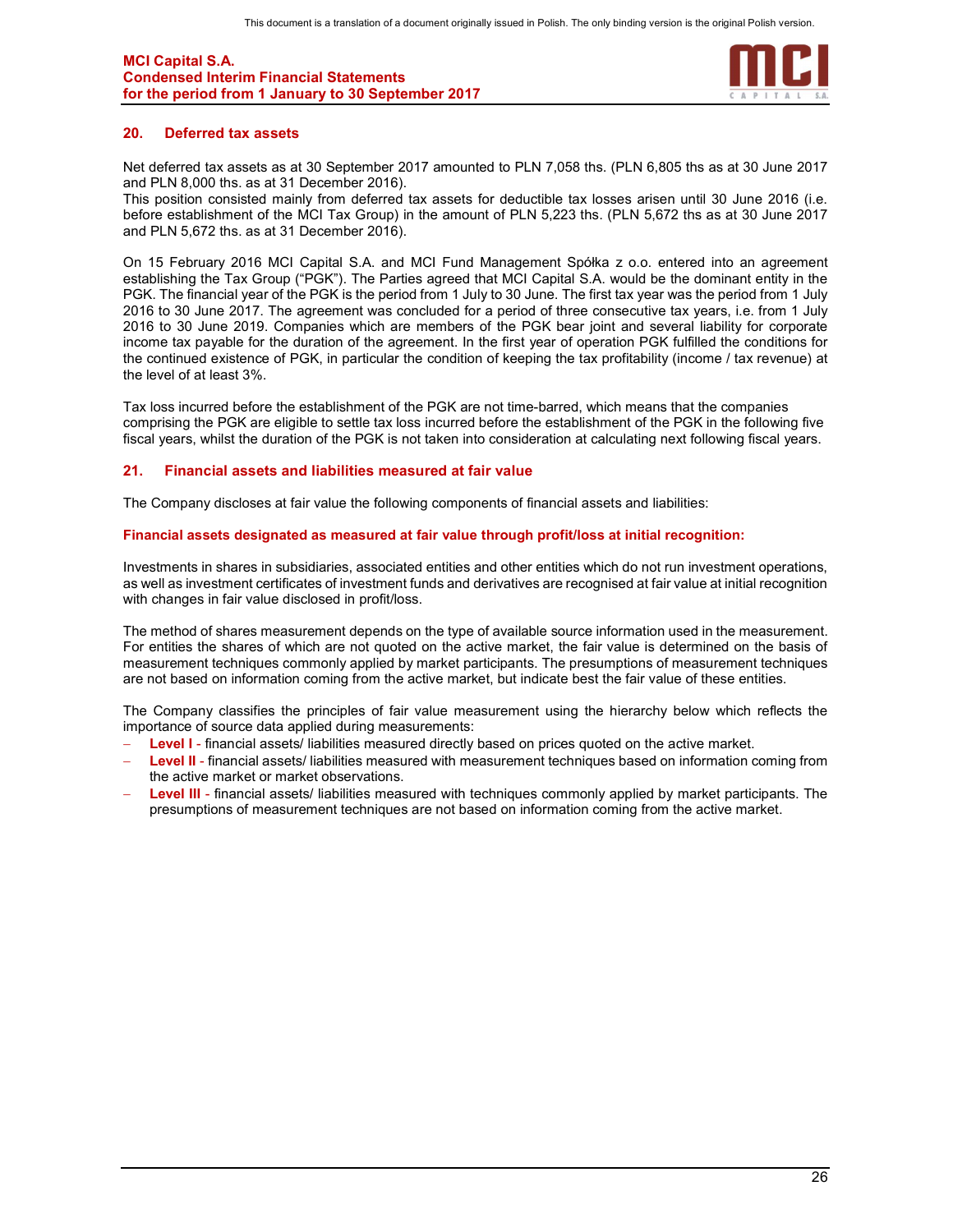## 20. Deferred tax assets

Net deferred tax assets as at 30 September 2017 amounted to PLN 7,058 ths. (PLN 6,805 ths as at 30 June 2017 and PLN 8,000 ths. as at 31 December 2016).
This position consisted mainly from deferred tax assets for deductible tax losses arisen until 30 June 2016 (i.e. before establishment of the MCI Tax Group) in the amount of PLN 5,223 ths. (PLN 5,672 ths as at 30 June 2017 and PLN 5,672 ths. as at 31 December 2016).

On 15 February 2016 MCI Capital S.A. and MCI Fund Management Spółka z o.o. entered into an agreement establishing the Tax Group ("PGK"). The Parties agreed that MCI Capital S.A. would be the dominant entity in the PGK. The financial year of the PGK is the period from 1 July to 30 June. The first tax year was the period from 1 July 2016 to 30 June 2017. The agreement was concluded for a period of three consecutive tax years, i.e. from 1 July 2016 to 30 June 2019. Companies which are members of the PGK bear joint and several liability for corporate income tax payable for the duration of the agreement. In the first year of operation PGK fulfilled the conditions for the continued existence of PGK, in particular the condition of keeping the tax profitability (income / tax revenue) at the level of at least 3%.

Tax loss incurred before the establishment of the PGK are not time-barred, which means that the companies comprising the PGK are eligible to settle tax loss incurred before the establishment of the PGK in the following five fiscal years, whilst the duration of the PGK is not taken into consideration at calculating next following fiscal years.

## 21. Financial assets and liabilities measured at fair value

The Company discloses at fair value the following components of financial assets and liabilities:

**Financial assets designated as measured at fair value through profit/loss at initial recognition:**

Investments in shares in subsidiaries, associated entities and other entities which do not run investment operations, as well as investment certificates of investment funds and derivatives are recognised at fair value at initial recognition with changes in fair value disclosed in profit/loss.

The method of shares measurement depends on the type of available source information used in the measurement. For entities the shares of which are not quoted on the active market, the fair value is determined on the basis of measurement techniques commonly applied by market participants. The presumptions of measurement techniques are not based on information coming from the active market, but indicate best the fair value of these entities.

The Company classifies the principles of fair value measurement using the hierarchy below which reflects the importance of source data applied during measurements:

- **Level I** - financial assets/ liabilities measured directly based on prices quoted on the active market.
- **Level II** - financial assets/ liabilities measured with measurement techniques based on information coming from the active market or market observations.
- **Level III** - financial assets/ liabilities measured with techniques commonly applied by market participants. The presumptions of measurement techniques are not based on information coming from the active market.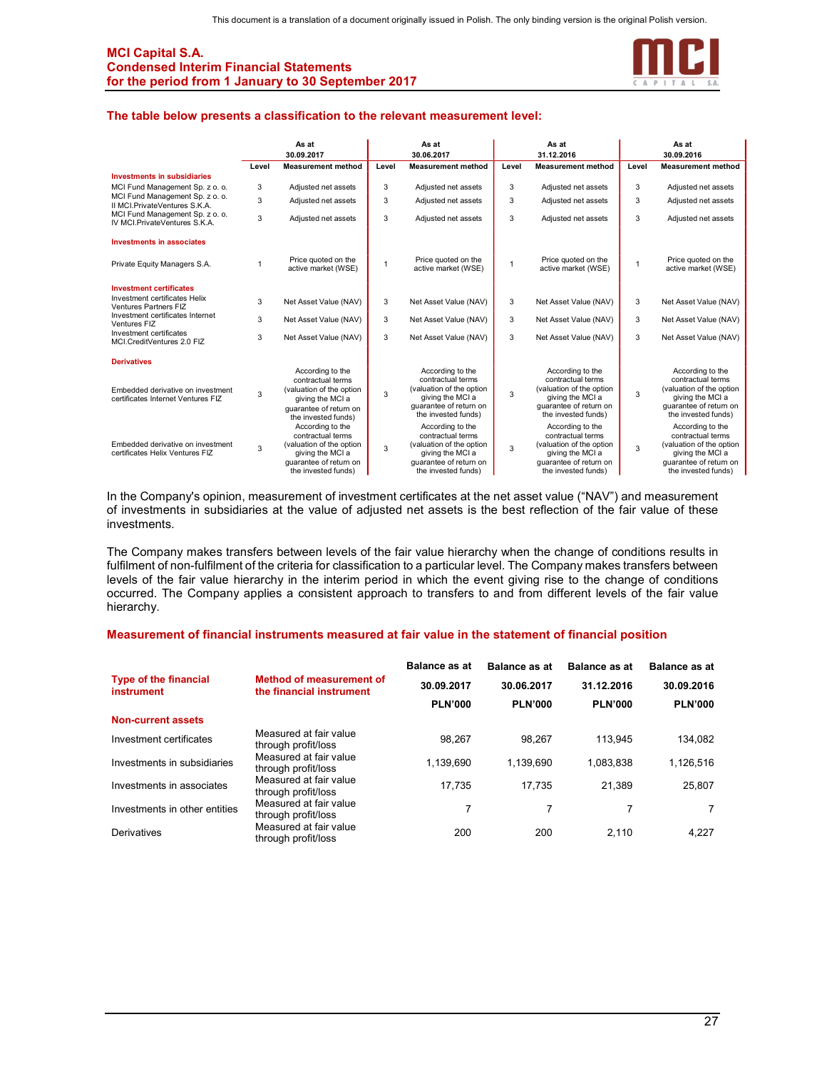### The table below presents a classification to the relevant measurement level:

| | As at 30.09.2017 | | As at 30.06.2017 | | As at 31.12.2016 | | As at 30.09.2016 | |
|---|---|---|---|---|---|---|---|---|
| | Level | Measurement method | Level | Measurement method | Level | Measurement method | Level | Measurement method |
| **Investments in subsidiaries** | | | | | | | | |
| MCI Fund Management Sp. z o. o. | 3 | Adjusted net assets | 3 | Adjusted net assets | 3 | Adjusted net assets | 3 | Adjusted net assets |
| MCI Fund Management Sp. z o. o. II MCI.PrivateVentures S.K.A. | 3 | Adjusted net assets | 3 | Adjusted net assets | 3 | Adjusted net assets | 3 | Adjusted net assets |
| MCI Fund Management Sp. z o. o. IV MCI.PrivateVentures S.K.A. | 3 | Adjusted net assets | 3 | Adjusted net assets | 3 | Adjusted net assets | 3 | Adjusted net assets |
| **Investments in associates** | | | | | | | | |
| Private Equity Managers S.A. | 1 | Price quoted on the active market (WSE) | 1 | Price quoted on the active market (WSE) | 1 | Price quoted on the active market (WSE) | 1 | Price quoted on the active market (WSE) |
| **Investment certificates** | | | | | | | | |
| Investment certificates Helix Ventures Partners FIZ | 3 | Net Asset Value (NAV) | 3 | Net Asset Value (NAV) | 3 | Net Asset Value (NAV) | 3 | Net Asset Value (NAV) |
| Investment certificates Internet Ventures FIZ | 3 | Net Asset Value (NAV) | 3 | Net Asset Value (NAV) | 3 | Net Asset Value (NAV) | 3 | Net Asset Value (NAV) |
| Investment certificates MCI.CreditVentures 2.0 FIZ | 3 | Net Asset Value (NAV) | 3 | Net Asset Value (NAV) | 3 | Net Asset Value (NAV) | 3 | Net Asset Value (NAV) |
| **Derivatives** | | | | | | | | |
| Embedded derivative on investment certificates Internet Ventures FIZ | 3 | According to the contractual terms (valuation of the option giving the MCI a guarantee of return on the invested funds) | 3 | According to the contractual terms (valuation of the option giving the MCI a guarantee of return on the invested funds) | 3 | According to the contractual terms (valuation of the option giving the MCI a guarantee of return on the invested funds) | 3 | According to the contractual terms (valuation of the option giving the MCI a guarantee of return on the invested funds) |
| Embedded derivative on investment certificates Helix Ventures FIZ | 3 | According to the contractual terms (valuation of the option giving the MCI a guarantee of return on the invested funds) | 3 | According to the contractual terms (valuation of the option giving the MCI a guarantee of return on the invested funds) | 3 | According to the contractual terms (valuation of the option giving the MCI a guarantee of return on the invested funds) | 3 | According to the contractual terms (valuation of the option giving the MCI a guarantee of return on the invested funds) |

In the Company's opinion, measurement of investment certificates at the net asset value ("NAV") and measurement of investments in subsidiaries at the value of adjusted net assets is the best reflection of the fair value of these investments.

The Company makes transfers between levels of the fair value hierarchy when the change of conditions results in fulfilment of non-fulfilment of the criteria for classification to a particular level. The Company makes transfers between levels of the fair value hierarchy in the interim period in which the event giving rise to the change of conditions occurred. The Company applies a consistent approach to transfers to and from different levels of the fair value hierarchy.

### Measurement of financial instruments measured at fair value in the statement of financial position

| Type of the financial instrument | Method of measurement of the financial instrument | Balance as at 30.09.2017 PLN'000 | Balance as at 30.06.2017 PLN'000 | Balance as at 31.12.2016 PLN'000 | Balance as at 30.09.2016 PLN'000 |
|---|---|---|---|---|---|
| **Non-current assets** | | | | | |
| Investment certificates | Measured at fair value through profit/loss | 98,267 | 98,267 | 113,945 | 134,082 |
| Investments in subsidiaries | Measured at fair value through profit/loss | 1,139,690 | 1,139,690 | 1,083,838 | 1,126,516 |
| Investments in associates | Measured at fair value through profit/loss | 17,735 | 17,735 | 21,389 | 25,807 |
| Investments in other entities | Measured at fair value through profit/loss | 7 | 7 | 7 | 7 |
| Derivatives | Measured at fair value through profit/loss | 200 | 200 | 2,110 | 4,227 |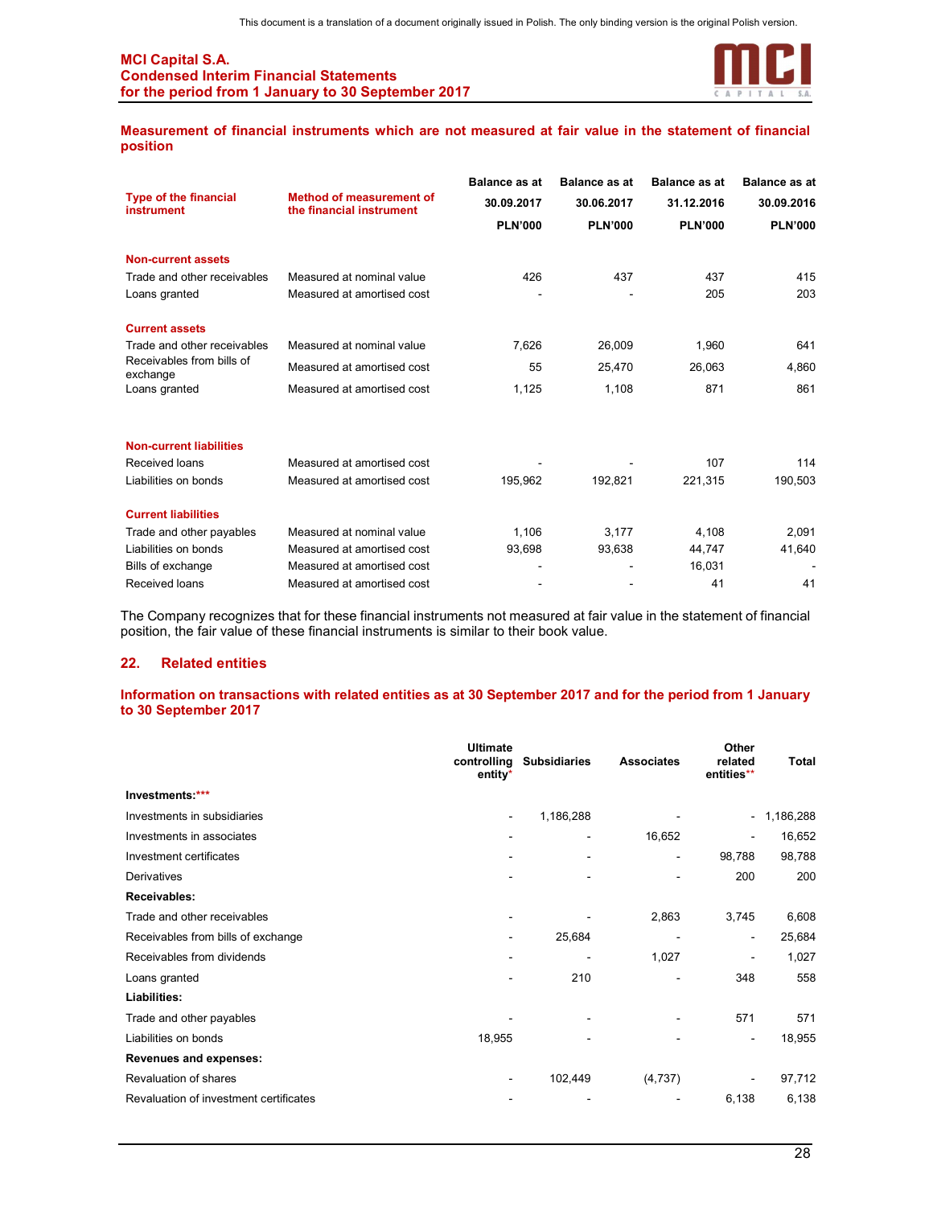This document is a translation of a document originally issued in Polish. The only binding version is the original Polish version.

### Measurement of financial instruments which are not measured at fair value in the statement of financial position

| Type of the financial instrument | Method of measurement of the financial instrument | Balance as at 30.09.2017 PLN'000 | Balance as at 30.06.2017 PLN'000 | Balance as at 31.12.2016 PLN'000 | Balance as at 30.09.2016 PLN'000 |
|---|---|---|---|---|---|
| **Non-current assets** | | | | | |
| Trade and other receivables | Measured at nominal value | 426 | 437 | 437 | 415 |
| Loans granted | Measured at amortised cost | - | - | 205 | 203 |
| **Current assets** | | | | | |
| Trade and other receivables | Measured at nominal value | 7,626 | 26,009 | 1,960 | 641 |
| Receivables from bills of exchange | Measured at amortised cost | 55 | 25,470 | 26,063 | 4,860 |
| Loans granted | Measured at amortised cost | 1,125 | 1,108 | 871 | 861 |
| **Non-current liabilities** | | | | | |
| Received loans | Measured at amortised cost | - | - | 107 | 114 |
| Liabilities on bonds | Measured at amortised cost | 195,962 | 192,821 | 221,315 | 190,503 |
| **Current liabilities** | | | | | |
| Trade and other payables | Measured at nominal value | 1,106 | 3,177 | 4,108 | 2,091 |
| Liabilities on bonds | Measured at amortised cost | 93,698 | 93,638 | 44,747 | 41,640 |
| Bills of exchange | Measured at amortised cost | - | - | 16,031 | - |
| Received loans | Measured at amortised cost | - | - | 41 | 41 |

The Company recognizes that for these financial instruments not measured at fair value in the statement of financial position, the fair value of these financial instruments is similar to their book value.

## 22. Related entities

### Information on transactions with related entities as at 30 September 2017 and for the period from 1 January to 30 September 2017

| | Ultimate controlling entity* | Subsidiaries | Associates | Other related entities** | Total |
|---|---|---|---|---|---|
| **Investments:*** ** | | | | | |
| Investments in subsidiaries | - | 1,186,288 | - | - | 1,186,288 |
| Investments in associates | - | - | 16,652 | - | 16,652 |
| Investment certificates | - | - | - | 98,788 | 98,788 |
| Derivatives | - | - | - | 200 | 200 |
| **Receivables:** | | | | | |
| Trade and other receivables | - | - | 2,863 | 3,745 | 6,608 |
| Receivables from bills of exchange | - | 25,684 | - | - | 25,684 |
| Receivables from dividends | - | - | 1,027 | - | 1,027 |
| Loans granted | - | 210 | - | 348 | 558 |
| **Liabilities:** | | | | | |
| Trade and other payables | - | - | - | 571 | 571 |
| Liabilities on bonds | 18,955 | - | - | - | 18,955 |
| **Revenues and expenses:** | | | | | |
| Revaluation of shares | - | 102,449 | (4,737) | - | 97,712 |
| Revaluation of investment certificates | - | - | - | 6,138 | 6,138 |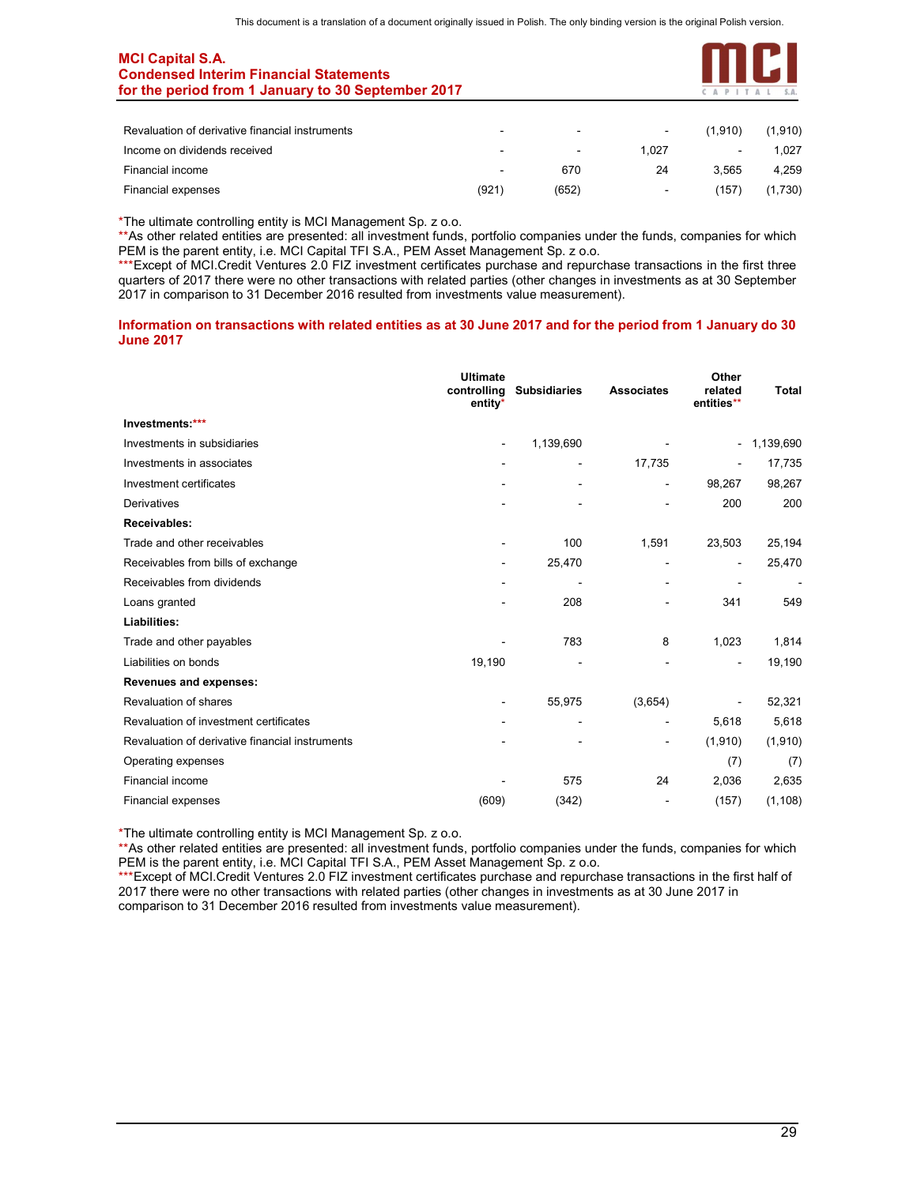| | | | | | |
|---|---|---|---|---|---|
| Revaluation of derivative financial instruments | - | - | - | (1,910) | (1,910) |
| Income on dividends received | - | - | 1,027 | - | 1,027 |
| Financial income | - | 670 | 24 | 3,565 | 4,259 |
| Financial expenses | (921) | (652) | - | (157) | (1,730) |

*The ultimate controlling entity is MCI Management Sp. z o.o.
**As other related entities are presented: all investment funds, portfolio companies under the funds, companies for which PEM is the parent entity, i.e. MCI Capital TFI S.A., PEM Asset Management Sp. z o.o.
***Except of MCI.Credit Ventures 2.0 FIZ investment certificates purchase and repurchase transactions in the first three quarters of 2017 there were no other transactions with related parties (other changes in investments as at 30 September 2017 in comparison to 31 December 2016 resulted from investments value measurement).

## Information on transactions with related entities as at 30 June 2017 and for the period from 1 January do 30 June 2017

| | Ultimate controlling entity* | Subsidiaries | Associates | Other related entities** | Total |
|---|---|---|---|---|---|
| **Investments:*** ** | | | | | |
| Investments in subsidiaries | - | 1,139,690 | - | - | 1,139,690 |
| Investments in associates | - | - | 17,735 | - | 17,735 |
| Investment certificates | - | - | - | 98,267 | 98,267 |
| Derivatives | - | - | - | 200 | 200 |
| **Receivables:** | | | | | |
| Trade and other receivables | - | 100 | 1,591 | 23,503 | 25,194 |
| Receivables from bills of exchange | - | 25,470 | - | - | 25,470 |
| Receivables from dividends | - | - | - | - | - |
| Loans granted | - | 208 | - | 341 | 549 |
| **Liabilities:** | | | | | |
| Trade and other payables | - | 783 | 8 | 1,023 | 1,814 |
| Liabilities on bonds | 19,190 | - | - | - | 19,190 |
| **Revenues and expenses:** | | | | | |
| Revaluation of shares | - | 55,975 | (3,654) | - | 52,321 |
| Revaluation of investment certificates | - | - | - | 5,618 | 5,618 |
| Revaluation of derivative financial instruments | - | - | - | (1,910) | (1,910) |
| Operating expenses | | | | (7) | (7) |
| Financial income | - | 575 | 24 | 2,036 | 2,635 |
| Financial expenses | (609) | (342) | - | (157) | (1,108) |

*The ultimate controlling entity is MCI Management Sp. z o.o.
**As other related entities are presented: all investment funds, portfolio companies under the funds, companies for which PEM is the parent entity, i.e. MCI Capital TFI S.A., PEM Asset Management Sp. z o.o.
***Except of MCI.Credit Ventures 2.0 FIZ investment certificates purchase and repurchase transactions in the first half of 2017 there were no other transactions with related parties (other changes in investments as at 30 June 2017 in comparison to 31 December 2016 resulted from investments value measurement).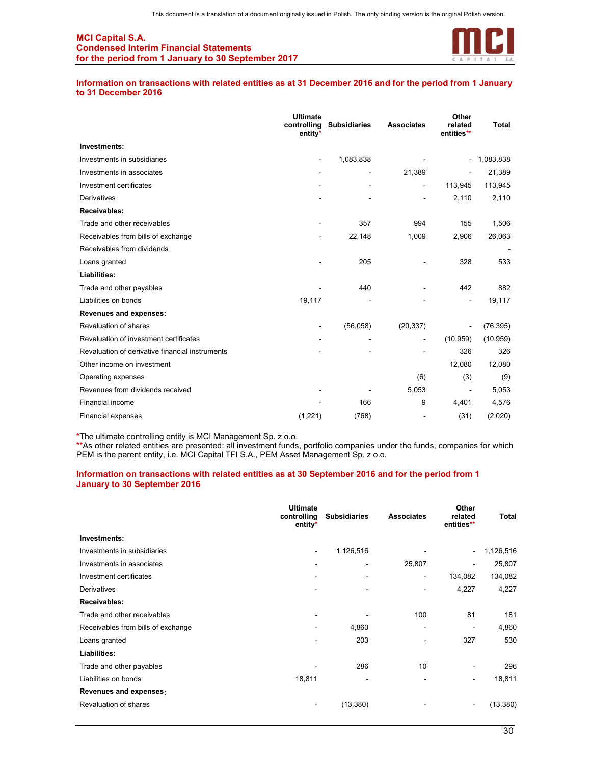## Information on transactions with related entities as at 31 December 2016 and for the period from 1 January to 31 December 2016

| | Ultimate controlling entity* | Subsidiaries | Associates | Other related entities** | Total |
|---|---|---|---|---|---|
| **Investments:** | | | | | |
| Investments in subsidiaries | - | 1,083,838 | - | - | 1,083,838 |
| Investments in associates | - | - | 21,389 | - | 21,389 |
| Investment certificates | - | - | - | 113,945 | 113,945 |
| Derivatives | - | - | - | 2,110 | 2,110 |
| **Receivables:** | | | | | |
| Trade and other receivables | - | 357 | 994 | 155 | 1,506 |
| Receivables from bills of exchange | - | 22,148 | 1,009 | 2,906 | 26,063 |
| Receivables from dividends | | | | | - |
| Loans granted | - | 205 | - | 328 | 533 |
| **Liabilities:** | | | | | |
| Trade and other payables | - | 440 | - | 442 | 882 |
| Liabilities on bonds | 19,117 | - | - | - | 19,117 |
| **Revenues and expenses:** | | | | | |
| Revaluation of shares | - | (56,058) | (20,337) | - | (76,395) |
| Revaluation of investment certificates | - | - | - | (10,959) | (10,959) |
| Revaluation of derivative financial instruments | - | - | - | 326 | 326 |
| Other income on investment | | | | 12,080 | 12,080 |
| Operating expenses | | | (6) | (3) | (9) |
| Revenues from dividends received | - | - | 5,053 | - | 5,053 |
| Financial income | - | 166 | 9 | 4,401 | 4,576 |
| Financial expenses | (1,221) | (768) | - | (31) | (2,020) |

*The ultimate controlling entity is MCI Management Sp. z o.o.
**As other related entities are presented: all investment funds, portfolio companies under the funds, companies for which PEM is the parent entity, i.e. MCI Capital TFI S.A., PEM Asset Management Sp. z o.o.

## Information on transactions with related entities as at 30 September 2016 and for the period from 1 January to 30 September 2016

| | Ultimate controlling entity* | Subsidiaries | Associates | Other related entities** | Total |
|---|---|---|---|---|---|
| **Investments:** | | | | | |
| Investments in subsidiaries | - | 1,126,516 | - | - | 1,126,516 |
| Investments in associates | - | - | 25,807 | - | 25,807 |
| Investment certificates | - | - | - | 134,082 | 134,082 |
| Derivatives | - | - | - | 4,227 | 4,227 |
| **Receivables:** | | | | | |
| Trade and other receivables | - | - | 100 | 81 | 181 |
| Receivables from bills of exchange | - | 4,860 | - | - | 4,860 |
| Loans granted | - | 203 | - | 327 | 530 |
| **Liabilities:** | | | | | |
| Trade and other payables | - | 286 | 10 | - | 296 |
| Liabilities on bonds | 18,811 | - | - | - | 18,811 |
| **Revenues and expenses:** | | | | | |
| Revaluation of shares | - | (13,380) | - | - | (13,380) |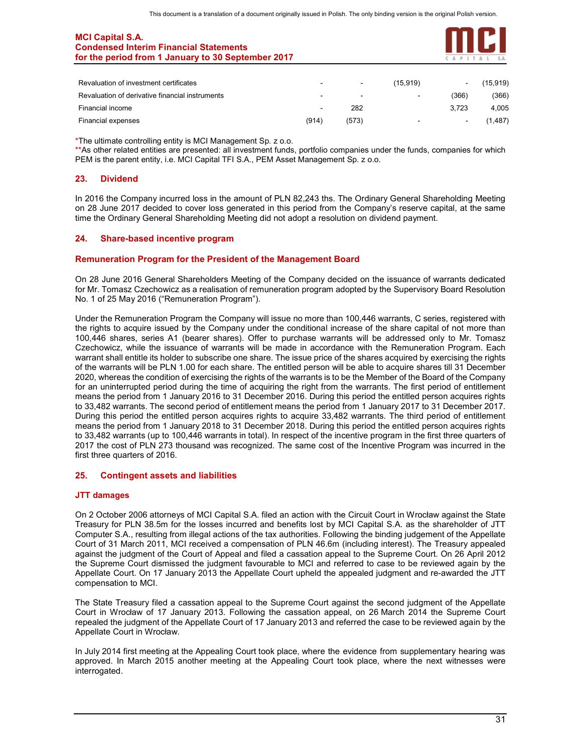| | | | | | |
|---|---|---|---|---|---|
| Revaluation of investment certificates | - | - | (15,919) | - | (15,919) |
| Revaluation of derivative financial instruments | - | - | - | (366) | (366) |
| Financial income | - | 282 | | 3,723 | 4,005 |
| Financial expenses | (914) | (573) | - | - | (1,487) |

*The ultimate controlling entity is MCI Management Sp. z o.o.
**As other related entities are presented: all investment funds, portfolio companies under the funds, companies for which PEM is the parent entity, i.e. MCI Capital TFI S.A., PEM Asset Management Sp. z o.o.

## 23. Dividend

In 2016 the Company incurred loss in the amount of PLN 82,243 ths. The Ordinary General Shareholding Meeting on 28 June 2017 decided to cover loss generated in this period from the Company's reserve capital, at the same time the Ordinary General Shareholding Meeting did not adopt a resolution on dividend payment.

## 24. Share-based incentive program

### Remuneration Program for the President of the Management Board

On 28 June 2016 General Shareholders Meeting of the Company decided on the issuance of warrants dedicated for Mr. Tomasz Czechowicz as a realisation of remuneration program adopted by the Supervisory Board Resolution No. 1 of 25 May 2016 ("Remuneration Program").

Under the Remuneration Program the Company will issue no more than 100,446 warrants, C series, registered with the rights to acquire issued by the Company under the conditional increase of the share capital of not more than 100,446 shares, series A1 (bearer shares). Offer to purchase warrants will be addressed only to Mr. Tomasz Czechowicz, while the issuance of warrants will be made in accordance with the Remuneration Program. Each warrant shall entitle its holder to subscribe one share. The issue price of the shares acquired by exercising the rights of the warrants will be PLN 1.00 for each share. The entitled person will be able to acquire shares till 31 December 2020, whereas the condition of exercising the rights of the warrants is to be the Member of the Board of the Company for an uninterrupted period during the time of acquiring the right from the warrants. The first period of entitlement means the period from 1 January 2016 to 31 December 2016. During this period the entitled person acquires rights to 33,482 warrants. The second period of entitlement means the period from 1 January 2017 to 31 December 2017. During this period the entitled person acquires rights to acquire 33,482 warrants. The third period of entitlement means the period from 1 January 2018 to 31 December 2018. During this period the entitled person acquires rights to 33,482 warrants (up to 100,446 warrants in total). In respect of the incentive program in the first three quarters of 2017 the cost of PLN 273 thousand was recognized. The same cost of the Incentive Program was incurred in the first three quarters of 2016.

## 25. Contingent assets and liabilities

### JTT damages

On 2 October 2006 attorneys of MCI Capital S.A. filed an action with the Circuit Court in Wrocław against the State Treasury for PLN 38.5m for the losses incurred and benefits lost by MCI Capital S.A. as the shareholder of JTT Computer S.A., resulting from illegal actions of the tax authorities. Following the binding judgement of the Appellate Court of 31 March 2011, MCI received a compensation of PLN 46.6m (including interest). The Treasury appealed against the judgment of the Court of Appeal and filed a cassation appeal to the Supreme Court. On 26 April 2012 the Supreme Court dismissed the judgment favourable to MCI and referred to case to be reviewed again by the Appellate Court. On 17 January 2013 the Appellate Court upheld the appealed judgment and re-awarded the JTT compensation to MCI.

The State Treasury filed a cassation appeal to the Supreme Court against the second judgment of the Appellate Court in Wrocław of 17 January 2013. Following the cassation appeal, on 26 March 2014 the Supreme Court repealed the judgment of the Appellate Court of 17 January 2013 and referred the case to be reviewed again by the Appellate Court in Wrocław.

In July 2014 first meeting at the Appealing Court took place, where the evidence from supplementary hearing was approved. In March 2015 another meeting at the Appealing Court took place, where the next witnesses were interrogated.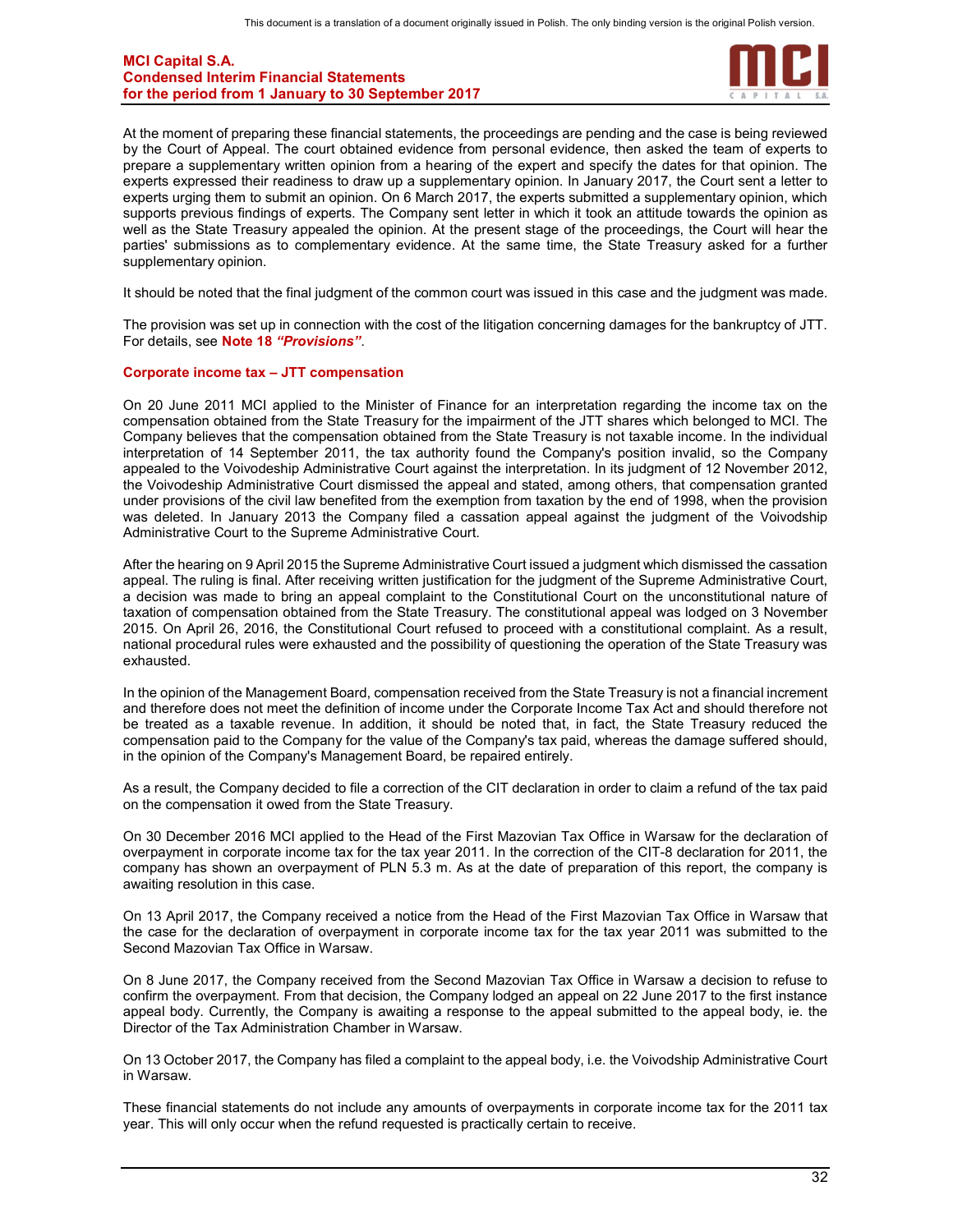At the moment of preparing these financial statements, the proceedings are pending and the case is being reviewed by the Court of Appeal. The court obtained evidence from personal evidence, then asked the team of experts to prepare a supplementary written opinion from a hearing of the expert and specify the dates for that opinion. The experts expressed their readiness to draw up a supplementary opinion. In January 2017, the Court sent a letter to experts urging them to submit an opinion. On 6 March 2017, the experts submitted a supplementary opinion, which supports previous findings of experts. The Company sent letter in which it took an attitude towards the opinion as well as the State Treasury appealed the opinion. At the present stage of the proceedings, the Court will hear the parties' submissions as to complementary evidence. At the same time, the State Treasury asked for a further supplementary opinion.

It should be noted that the final judgment of the common court was issued in this case and the judgment was made.

The provision was set up in connection with the cost of the litigation concerning damages for the bankruptcy of JTT. For details, see **Note 18 *"Provisions"***.

### Corporate income tax – JTT compensation

On 20 June 2011 MCI applied to the Minister of Finance for an interpretation regarding the income tax on the compensation obtained from the State Treasury for the impairment of the JTT shares which belonged to MCI. The Company believes that the compensation obtained from the State Treasury is not taxable income. In the individual interpretation of 14 September 2011, the tax authority found the Company's position invalid, so the Company appealed to the Voivodeship Administrative Court against the interpretation. In its judgment of 12 November 2012, the Voivodeship Administrative Court dismissed the appeal and stated, among others, that compensation granted under provisions of the civil law benefited from the exemption from taxation by the end of 1998, when the provision was deleted. In January 2013 the Company filed a cassation appeal against the judgment of the Voivodship Administrative Court to the Supreme Administrative Court.

After the hearing on 9 April 2015 the Supreme Administrative Court issued a judgment which dismissed the cassation appeal. The ruling is final. After receiving written justification for the judgment of the Supreme Administrative Court, a decision was made to bring an appeal complaint to the Constitutional Court on the unconstitutional nature of taxation of compensation obtained from the State Treasury. The constitutional appeal was lodged on 3 November 2015. On April 26, 2016, the Constitutional Court refused to proceed with a constitutional complaint. As a result, national procedural rules were exhausted and the possibility of questioning the operation of the State Treasury was exhausted.

In the opinion of the Management Board, compensation received from the State Treasury is not a financial increment and therefore does not meet the definition of income under the Corporate Income Tax Act and should therefore not be treated as a taxable revenue. In addition, it should be noted that, in fact, the State Treasury reduced the compensation paid to the Company for the value of the Company's tax paid, whereas the damage suffered should, in the opinion of the Company's Management Board, be repaired entirely.

As a result, the Company decided to file a correction of the CIT declaration in order to claim a refund of the tax paid on the compensation it owed from the State Treasury.

On 30 December 2016 MCI applied to the Head of the First Mazovian Tax Office in Warsaw for the declaration of overpayment in corporate income tax for the tax year 2011. In the correction of the CIT-8 declaration for 2011, the company has shown an overpayment of PLN 5.3 m. As at the date of preparation of this report, the company is awaiting resolution in this case.

On 13 April 2017, the Company received a notice from the Head of the First Mazovian Tax Office in Warsaw that the case for the declaration of overpayment in corporate income tax for the tax year 2011 was submitted to the Second Mazovian Tax Office in Warsaw.

On 8 June 2017, the Company received from the Second Mazovian Tax Office in Warsaw a decision to refuse to confirm the overpayment. From that decision, the Company lodged an appeal on 22 June 2017 to the first instance appeal body. Currently, the Company is awaiting a response to the appeal submitted to the appeal body, ie. the Director of the Tax Administration Chamber in Warsaw.

On 13 October 2017, the Company has filed a complaint to the appeal body, i.e. the Voivodship Administrative Court in Warsaw.

These financial statements do not include any amounts of overpayments in corporate income tax for the 2011 tax year. This will only occur when the refund requested is practically certain to receive.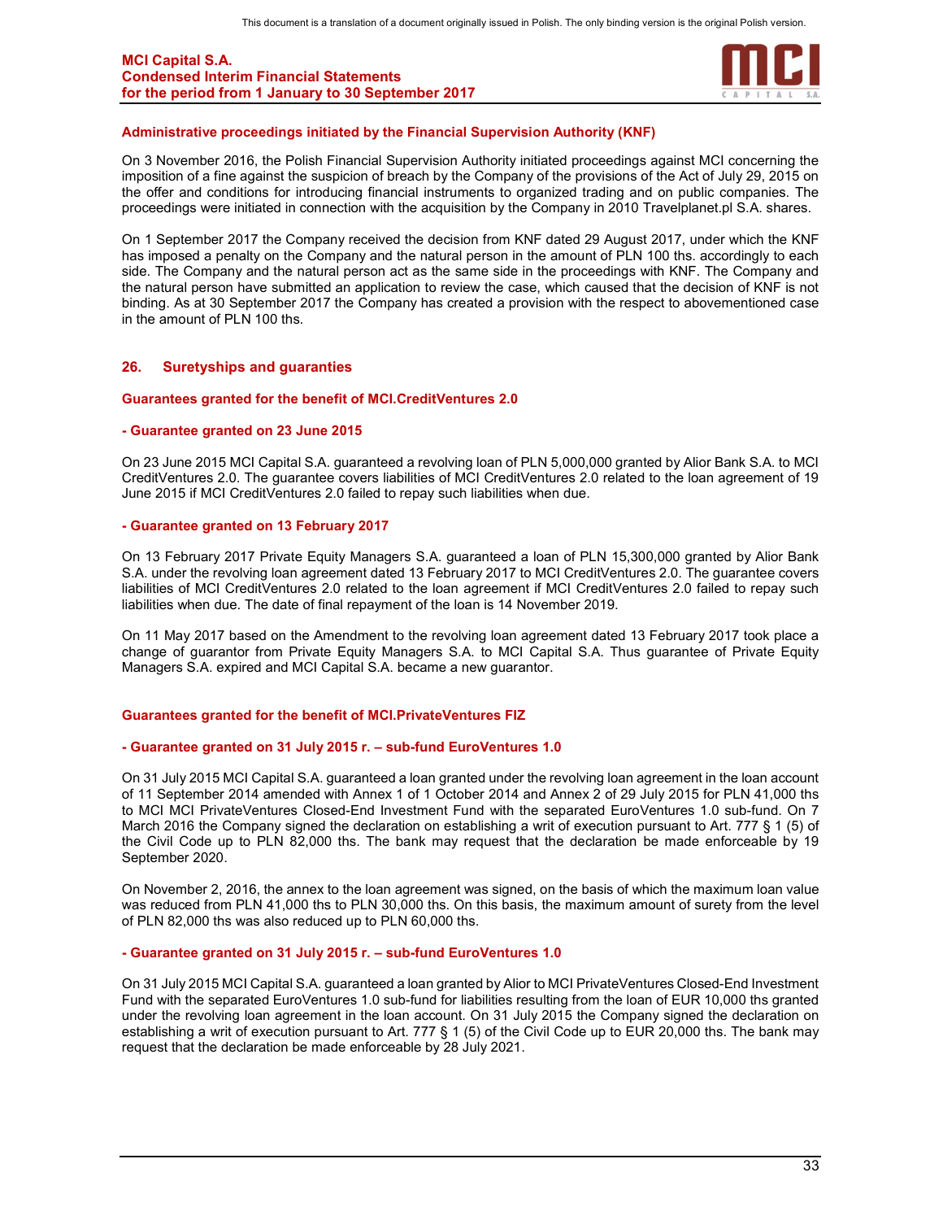### Administrative proceedings initiated by the Financial Supervision Authority (KNF)

On 3 November 2016, the Polish Financial Supervision Authority initiated proceedings against MCI concerning the imposition of a fine against the suspicion of breach by the Company of the provisions of the Act of July 29, 2015 on the offer and conditions for introducing financial instruments to organized trading and on public companies. The proceedings were initiated in connection with the acquisition by the Company in 2010 Travelplanet.pl S.A. shares.

On 1 September 2017 the Company received the decision from KNF dated 29 August 2017, under which the KNF has imposed a penalty on the Company and the natural person in the amount of PLN 100 ths. accordingly to each side. The Company and the natural person act as the same side in the proceedings with KNF. The Company and the natural person have submitted an application to review the case, which caused that the decision of KNF is not binding. As at 30 September 2017 the Company has created a provision with the respect to abovementioned case in the amount of PLN 100 ths.

## 26. Suretyships and guaranties

### Guarantees granted for the benefit of MCI.CreditVentures 2.0

#### - Guarantee granted on 23 June 2015

On 23 June 2015 MCI Capital S.A. guaranteed a revolving loan of PLN 5,000,000 granted by Alior Bank S.A. to MCI CreditVentures 2.0. The guarantee covers liabilities of MCI CreditVentures 2.0 related to the loan agreement of 19 June 2015 if MCI CreditVentures 2.0 failed to repay such liabilities when due.

#### - Guarantee granted on 13 February 2017

On 13 February 2017 Private Equity Managers S.A. guaranteed a loan of PLN 15,300,000 granted by Alior Bank S.A. under the revolving loan agreement dated 13 February 2017 to MCI CreditVentures 2.0. The guarantee covers liabilities of MCI CreditVentures 2.0 related to the loan agreement if MCI CreditVentures 2.0 failed to repay such liabilities when due. The date of final repayment of the loan is 14 November 2019.

On 11 May 2017 based on the Amendment to the revolving loan agreement dated 13 February 2017 took place a change of guarantor from Private Equity Managers S.A. to MCI Capital S.A. Thus guarantee of Private Equity Managers S.A. expired and MCI Capital S.A. became a new guarantor.

### Guarantees granted for the benefit of MCI.PrivateVentures FIZ

#### - Guarantee granted on 31 July 2015 r. – sub-fund EuroVentures 1.0

On 31 July 2015 MCI Capital S.A. guaranteed a loan granted under the revolving loan agreement in the loan account of 11 September 2014 amended with Annex 1 of 1 October 2014 and Annex 2 of 29 July 2015 for PLN 41,000 ths to MCI MCI PrivateVentures Closed-End Investment Fund with the separated EuroVentures 1.0 sub-fund. On 7 March 2016 the Company signed the declaration on establishing a writ of execution pursuant to Art. 777 § 1 (5) of the Civil Code up to PLN 82,000 ths. The bank may request that the declaration be made enforceable by 19 September 2020.

On November 2, 2016, the annex to the loan agreement was signed, on the basis of which the maximum loan value was reduced from PLN 41,000 ths to PLN 30,000 ths. On this basis, the maximum amount of surety from the level of PLN 82,000 ths was also reduced up to PLN 60,000 ths.

#### - Guarantee granted on 31 July 2015 r. – sub-fund EuroVentures 1.0

On 31 July 2015 MCI Capital S.A. guaranteed a loan granted by Alior to MCI PrivateVentures Closed-End Investment Fund with the separated EuroVentures 1.0 sub-fund for liabilities resulting from the loan of EUR 10,000 ths granted under the revolving loan agreement in the loan account. On 31 July 2015 the Company signed the declaration on establishing a writ of execution pursuant to Art. 777 § 1 (5) of the Civil Code up to EUR 20,000 ths. The bank may request that the declaration be made enforceable by 28 July 2021.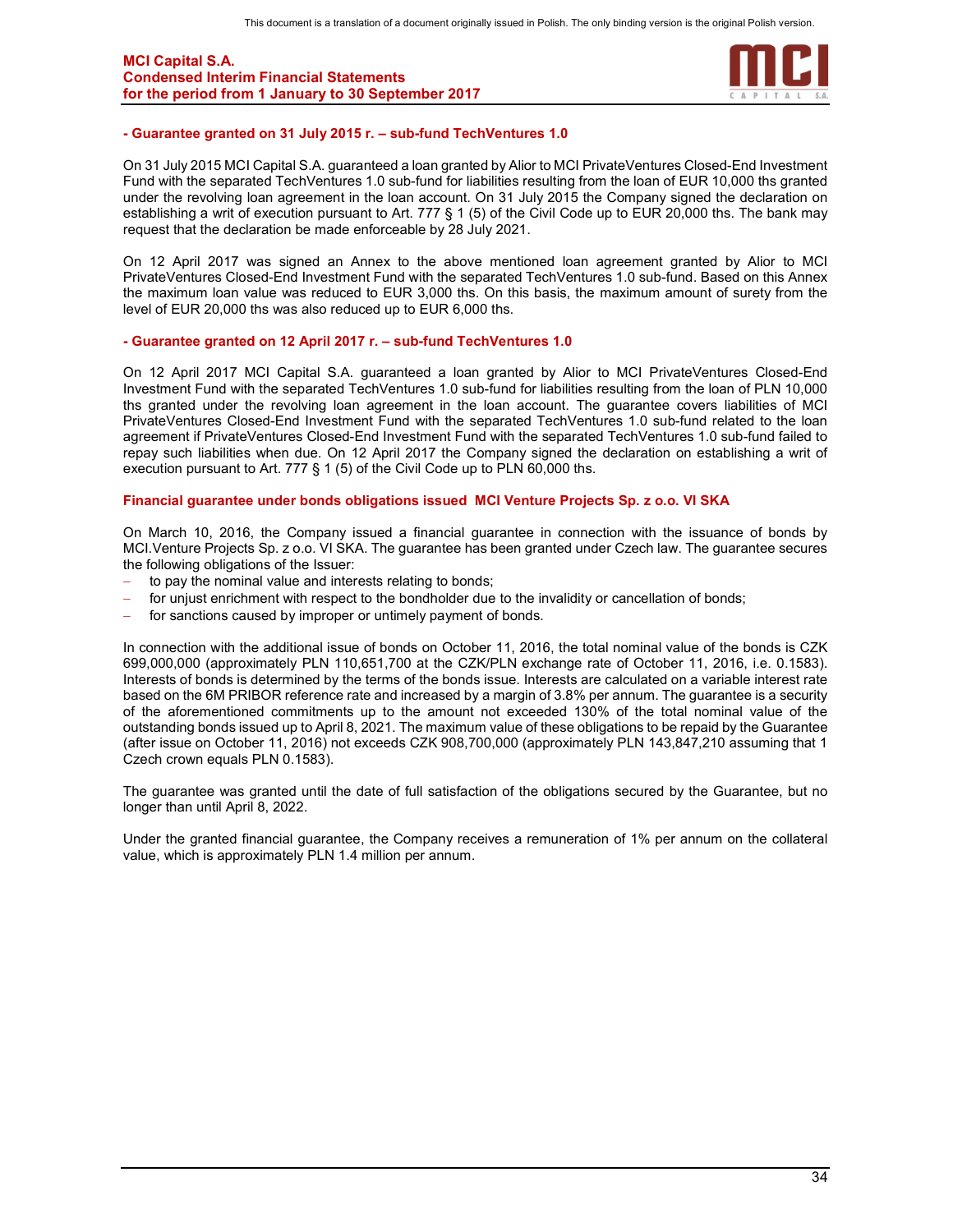### - Guarantee granted on 31 July 2015 r. – sub-fund TechVentures 1.0

On 31 July 2015 MCI Capital S.A. guaranteed a loan granted by Alior to MCI PrivateVentures Closed-End Investment Fund with the separated TechVentures 1.0 sub-fund for liabilities resulting from the loan of EUR 10,000 ths granted under the revolving loan agreement in the loan account. On 31 July 2015 the Company signed the declaration on establishing a writ of execution pursuant to Art. 777 § 1 (5) of the Civil Code up to EUR 20,000 ths. The bank may request that the declaration be made enforceable by 28 July 2021.

On 12 April 2017 was signed an Annex to the above mentioned loan agreement granted by Alior to MCI PrivateVentures Closed-End Investment Fund with the separated TechVentures 1.0 sub-fund. Based on this Annex the maximum loan value was reduced to EUR 3,000 ths. On this basis, the maximum amount of surety from the level of EUR 20,000 ths was also reduced up to EUR 6,000 ths.

### - Guarantee granted on 12 April 2017 r. – sub-fund TechVentures 1.0

On 12 April 2017 MCI Capital S.A. guaranteed a loan granted by Alior to MCI PrivateVentures Closed-End Investment Fund with the separated TechVentures 1.0 sub-fund for liabilities resulting from the loan of PLN 10,000 ths granted under the revolving loan agreement in the loan account. The guarantee covers liabilities of MCI PrivateVentures Closed-End Investment Fund with the separated TechVentures 1.0 sub-fund related to the loan agreement if PrivateVentures Closed-End Investment Fund with the separated TechVentures 1.0 sub-fund failed to repay such liabilities when due. On 12 April 2017 the Company signed the declaration on establishing a writ of execution pursuant to Art. 777 § 1 (5) of the Civil Code up to PLN 60,000 ths.

### Financial guarantee under bonds obligations issued MCI Venture Projects Sp. z o.o. VI SKA

On March 10, 2016, the Company issued a financial guarantee in connection with the issuance of bonds by MCI.Venture Projects Sp. z o.o. VI SKA. The guarantee has been granted under Czech law. The guarantee secures the following obligations of the Issuer:

- to pay the nominal value and interests relating to bonds;
- for unjust enrichment with respect to the bondholder due to the invalidity or cancellation of bonds;
- for sanctions caused by improper or untimely payment of bonds.

In connection with the additional issue of bonds on October 11, 2016, the total nominal value of the bonds is CZK 699,000,000 (approximately PLN 110,651,700 at the CZK/PLN exchange rate of October 11, 2016, i.e. 0.1583). Interests of bonds is determined by the terms of the bonds issue. Interests are calculated on a variable interest rate based on the 6M PRIBOR reference rate and increased by a margin of 3.8% per annum. The guarantee is a security of the aforementioned commitments up to the amount not exceeded 130% of the total nominal value of the outstanding bonds issued up to April 8, 2021. The maximum value of these obligations to be repaid by the Guarantee (after issue on October 11, 2016) not exceeds CZK 908,700,000 (approximately PLN 143,847,210 assuming that 1 Czech crown equals PLN 0.1583).

The guarantee was granted until the date of full satisfaction of the obligations secured by the Guarantee, but no longer than until April 8, 2022.

Under the granted financial guarantee, the Company receives a remuneration of 1% per annum on the collateral value, which is approximately PLN 1.4 million per annum.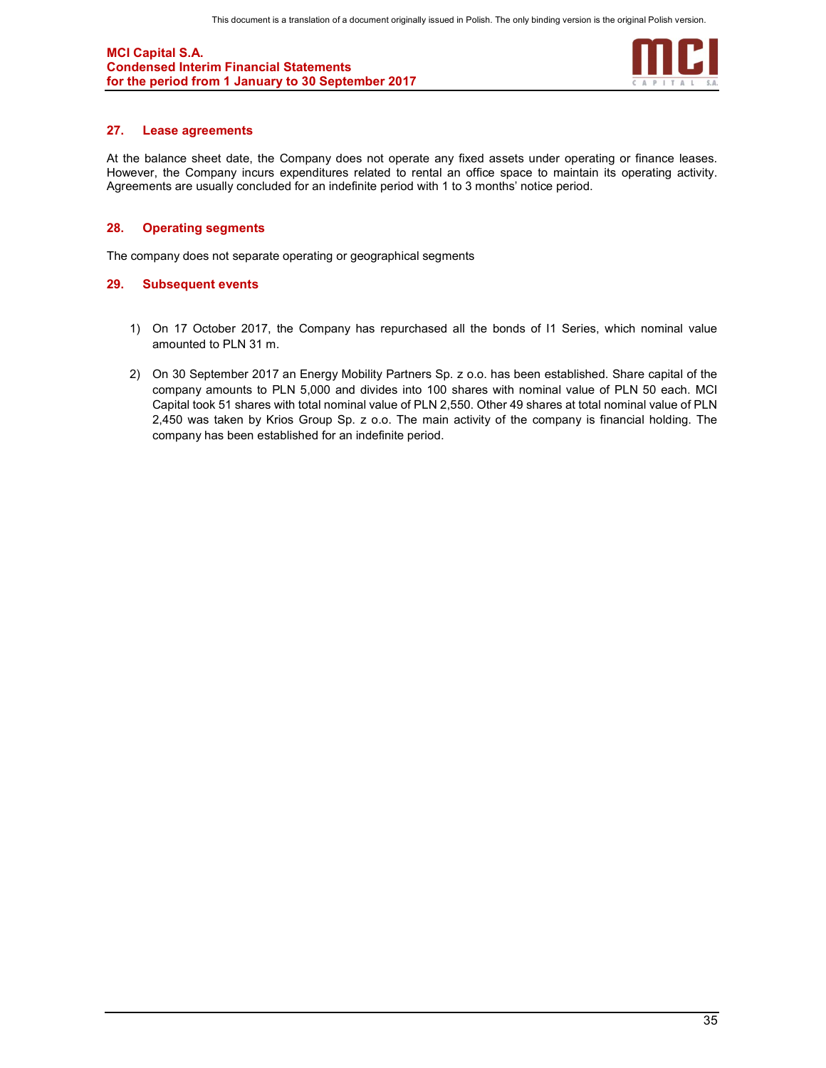## 27. Lease agreements

At the balance sheet date, the Company does not operate any fixed assets under operating or finance leases. However, the Company incurs expenditures related to rental an office space to maintain its operating activity. Agreements are usually concluded for an indefinite period with 1 to 3 months' notice period.

## 28. Operating segments

The company does not separate operating or geographical segments

## 29. Subsequent events

1) On 17 October 2017, the Company has repurchased all the bonds of I1 Series, which nominal value amounted to PLN 31 m.

2) On 30 September 2017 an Energy Mobility Partners Sp. z o.o. has been established. Share capital of the company amounts to PLN 5,000 and divides into 100 shares with nominal value of PLN 50 each. MCI Capital took 51 shares with total nominal value of PLN 2,550. Other 49 shares at total nominal value of PLN 2,450 was taken by Krios Group Sp. z o.o. The main activity of the company is financial holding. The company has been established for an indefinite period.